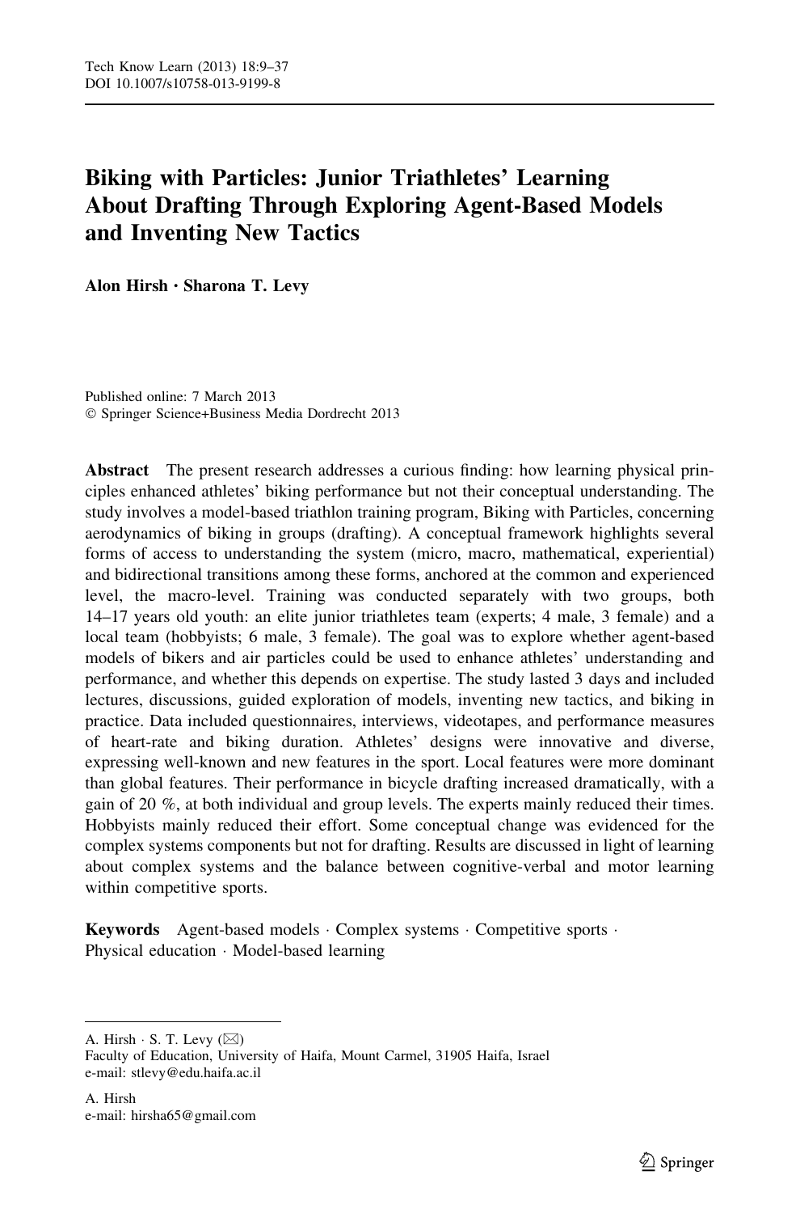# Biking with Particles: Junior Triathletes' Learning About Drafting Through Exploring Agent-Based Models and Inventing New Tactics

**Alon Hirsh · Sharona T. Levy**

Published online: 7 March 2013
© Springer Science+Business Media Dordrecht 2013

**Abstract** The present research addresses a curious finding: how learning physical principles enhanced athletes' biking performance but not their conceptual understanding. The study involves a model-based triathlon training program, Biking with Particles, concerning aerodynamics of biking in groups (drafting). A conceptual framework highlights several forms of access to understanding the system (micro, macro, mathematical, experiential) and bidirectional transitions among these forms, anchored at the common and experienced level, the macro-level. Training was conducted separately with two groups, both 14–17 years old youth: an elite junior triathletes team (experts; 4 male, 3 female) and a local team (hobbyists; 6 male, 3 female). The goal was to explore whether agent-based models of bikers and air particles could be used to enhance athletes' understanding and performance, and whether this depends on expertise. The study lasted 3 days and included lectures, discussions, guided exploration of models, inventing new tactics, and biking in practice. Data included questionnaires, interviews, videotapes, and performance measures of heart-rate and biking duration. Athletes' designs were innovative and diverse, expressing well-known and new features in the sport. Local features were more dominant than global features. Their performance in bicycle drafting increased dramatically, with a gain of 20 %, at both individual and group levels. The experts mainly reduced their times. Hobbyists mainly reduced their effort. Some conceptual change was evidenced for the complex systems components but not for drafting. Results are discussed in light of learning about complex systems and the balance between cognitive-verbal and motor learning within competitive sports.

**Keywords** Agent-based models · Complex systems · Competitive sports · Physical education · Model-based learning

---

A. Hirsh · S. T. Levy (✉)
Faculty of Education, University of Haifa, Mount Carmel, 31905 Haifa, Israel
e-mail: stlevy@edu.haifa.ac.il

A. Hirsh
e-mail: hirsha65@gmail.com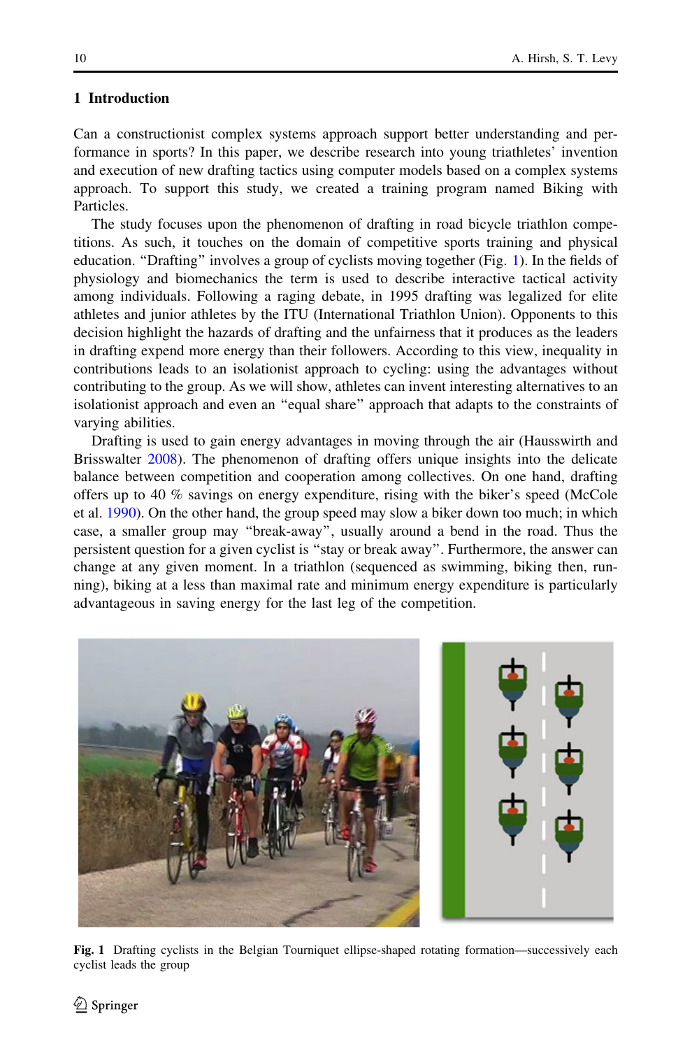## 1 Introduction

Can a constructionist complex systems approach support better understanding and performance in sports? In this paper, we describe research into young triathletes' invention and execution of new drafting tactics using computer models based on a complex systems approach. To support this study, we created a training program named Biking with Particles.

The study focuses upon the phenomenon of drafting in road bicycle triathlon competitions. As such, it touches on the domain of competitive sports training and physical education. "Drafting" involves a group of cyclists moving together (Fig. 1). In the fields of physiology and biomechanics the term is used to describe interactive tactical activity among individuals. Following a raging debate, in 1995 drafting was legalized for elite athletes and junior athletes by the ITU (International Triathlon Union). Opponents to this decision highlight the hazards of drafting and the unfairness that it produces as the leaders in drafting expend more energy than their followers. According to this view, inequality in contributions leads to an isolationist approach to cycling: using the advantages without contributing to the group. As we will show, athletes can invent interesting alternatives to an isolationist approach and even an "equal share" approach that adapts to the constraints of varying abilities.

Drafting is used to gain energy advantages in moving through the air (Hausswirth and Brisswalter 2008). The phenomenon of drafting offers unique insights into the delicate balance between competition and cooperation among collectives. On one hand, drafting offers up to 40 % savings on energy expenditure, rising with the biker's speed (McCole et al. 1990). On the other hand, the group speed may slow a biker down too much; in which case, a smaller group may "break-away", usually around a bend in the road. Thus the persistent question for a given cyclist is "stay or break away". Furthermore, the answer can change at any given moment. In a triathlon (sequenced as swimming, biking then, running), biking at a less than maximal rate and minimum energy expenditure is particularly advantageous in saving energy for the last leg of the competition.

**Fig. 1** Drafting cyclists in the Belgian Tourniquet ellipse-shaped rotating formation—successively each cyclist leads the group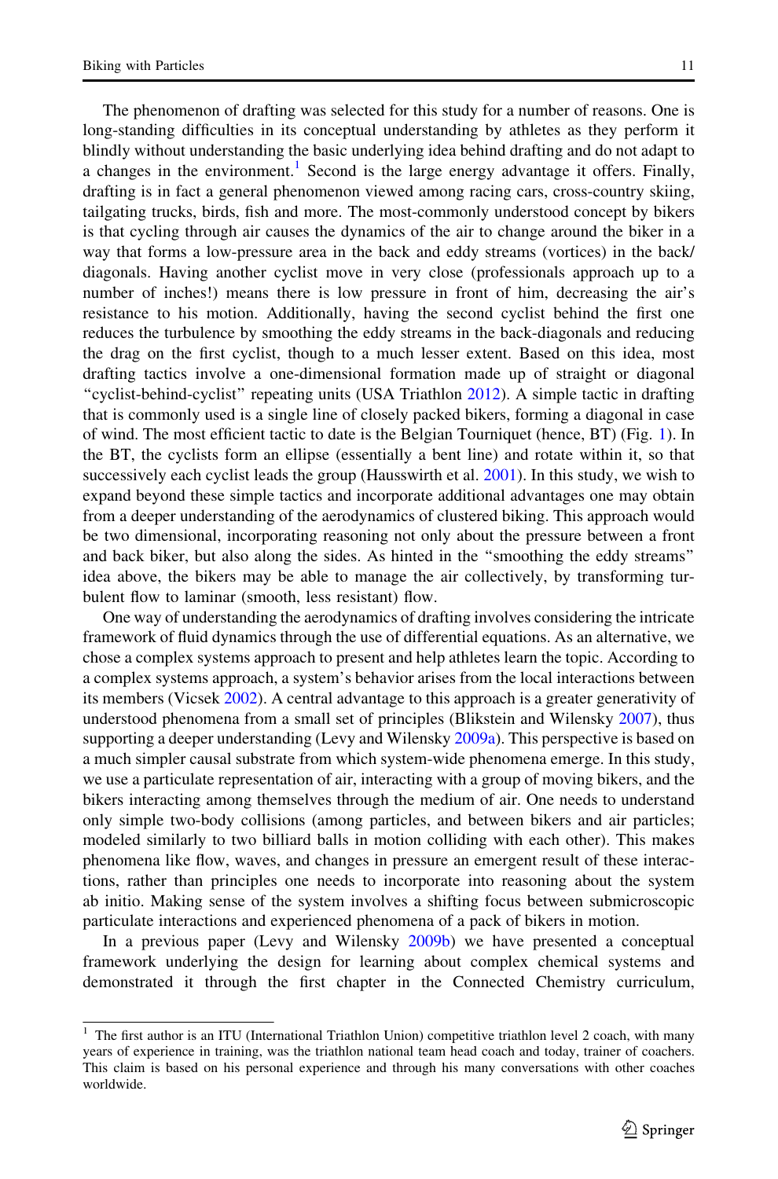The phenomenon of drafting was selected for this study for a number of reasons. One is long-standing difficulties in its conceptual understanding by athletes as they perform it blindly without understanding the basic underlying idea behind drafting and do not adapt to a changes in the environment.[1] Second is the large energy advantage it offers. Finally, drafting is in fact a general phenomenon viewed among racing cars, cross-country skiing, tailgating trucks, birds, fish and more. The most-commonly understood concept by bikers is that cycling through air causes the dynamics of the air to change around the biker in a way that forms a low-pressure area in the back and eddy streams (vortices) in the back/diagonals. Having another cyclist move in very close (professionals approach up to a number of inches!) means there is low pressure in front of him, decreasing the air's resistance to his motion. Additionally, having the second cyclist behind the first one reduces the turbulence by smoothing the eddy streams in the back-diagonals and reducing the drag on the first cyclist, though to a much lesser extent. Based on this idea, most drafting tactics involve a one-dimensional formation made up of straight or diagonal "cyclist-behind-cyclist" repeating units (USA Triathlon 2012). A simple tactic in drafting that is commonly used is a single line of closely packed bikers, forming a diagonal in case of wind. The most efficient tactic to date is the Belgian Tourniquet (hence, BT) (Fig. 1). In the BT, the cyclists form an ellipse (essentially a bent line) and rotate within it, so that successively each cyclist leads the group (Hausswirth et al. 2001). In this study, we wish to expand beyond these simple tactics and incorporate additional advantages one may obtain from a deeper understanding of the aerodynamics of clustered biking. This approach would be two dimensional, incorporating reasoning not only about the pressure between a front and back biker, but also along the sides. As hinted in the "smoothing the eddy streams" idea above, the bikers may be able to manage the air collectively, by transforming turbulent flow to laminar (smooth, less resistant) flow.

One way of understanding the aerodynamics of drafting involves considering the intricate framework of fluid dynamics through the use of differential equations. As an alternative, we chose a complex systems approach to present and help athletes learn the topic. According to a complex systems approach, a system's behavior arises from the local interactions between its members (Vicsek 2002). A central advantage to this approach is a greater generativity of understood phenomena from a small set of principles (Blikstein and Wilensky 2007), thus supporting a deeper understanding (Levy and Wilensky 2009a). This perspective is based on a much simpler causal substrate from which system-wide phenomena emerge. In this study, we use a particulate representation of air, interacting with a group of moving bikers, and the bikers interacting among themselves through the medium of air. One needs to understand only simple two-body collisions (among particles, and between bikers and air particles; modeled similarly to two billiard balls in motion colliding with each other). This makes phenomena like flow, waves, and changes in pressure an emergent result of these interactions, rather than principles one needs to incorporate into reasoning about the system ab initio. Making sense of the system involves a shifting focus between submicroscopic particulate interactions and experienced phenomena of a pack of bikers in motion.

In a previous paper (Levy and Wilensky 2009b) we have presented a conceptual framework underlying the design for learning about complex chemical systems and demonstrated it through the first chapter in the Connected Chemistry curriculum,

[1] The first author is an ITU (International Triathlon Union) competitive triathlon level 2 coach, with many years of experience in training, was the triathlon national team head coach and today, trainer of coachers. This claim is based on his personal experience and through his many conversations with other coaches worldwide.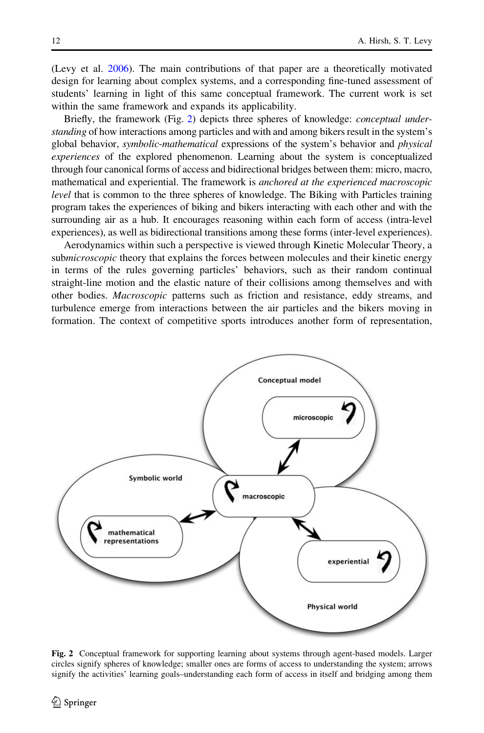(Levy et al. 2006). The main contributions of that paper are a theoretically motivated design for learning about complex systems, and a corresponding fine-tuned assessment of students' learning in light of this same conceptual framework. The current work is set within the same framework and expands its applicability.

Briefly, the framework (Fig. 2) depicts three spheres of knowledge: *conceptual understanding* of how interactions among particles and with and among bikers result in the system's global behavior, *symbolic-mathematical* expressions of the system's behavior and *physical experiences* of the explored phenomenon. Learning about the system is conceptualized through four canonical forms of access and bidirectional bridges between them: micro, macro, mathematical and experiential. The framework is *anchored at the experienced macroscopic level* that is common to the three spheres of knowledge. The Biking with Particles training program takes the experiences of biking and bikers interacting with each other and with the surrounding air as a hub. It encourages reasoning within each form of access (intra-level experiences), as well as bidirectional transitions among these forms (inter-level experiences).

Aerodynamics within such a perspective is viewed through Kinetic Molecular Theory, a sub*microscopic* theory that explains the forces between molecules and their kinetic energy in terms of the rules governing particles' behaviors, such as their random continual straight-line motion and the elastic nature of their collisions among themselves and with other bodies. *Macroscopic* patterns such as friction and resistance, eddy streams, and turbulence emerge from interactions between the air particles and the bikers moving in formation. The context of competitive sports introduces another form of representation,

Conceptual model

microscopic

Symbolic world

macroscopic

mathematical representations

experiential

Physical world

**Fig. 2** Conceptual framework for supporting learning about systems through agent-based models. Larger circles signify spheres of knowledge; smaller ones are forms of access to understanding the system; arrows signify the activities' learning goals–understanding each form of access in itself and bridging among them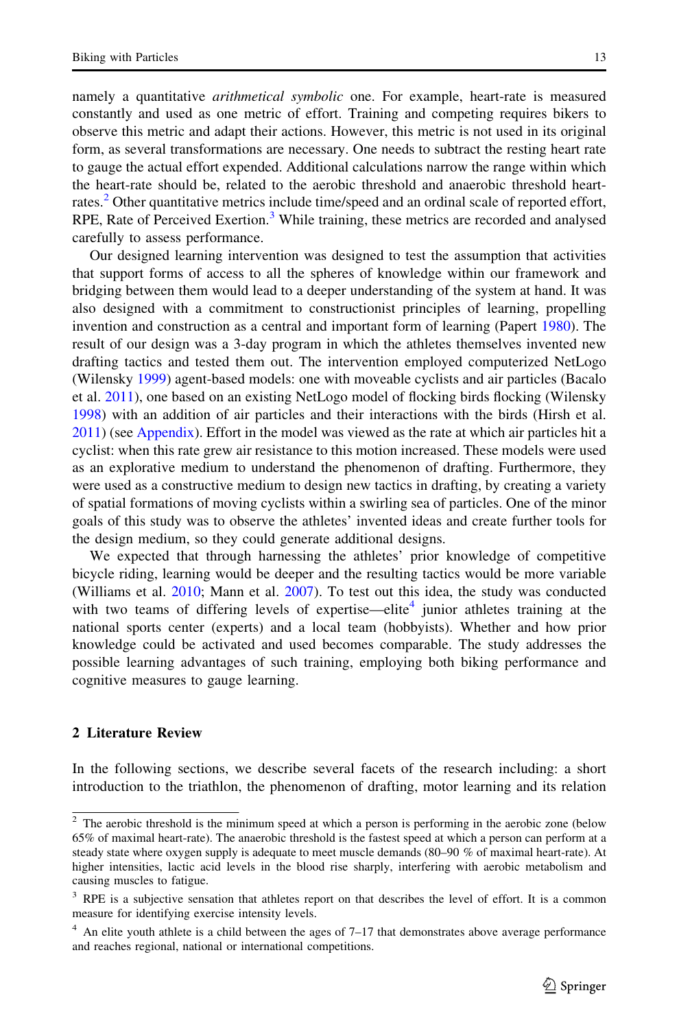namely a quantitative *arithmetical symbolic* one. For example, heart-rate is measured constantly and used as one metric of effort. Training and competing requires bikers to observe this metric and adapt their actions. However, this metric is not used in its original form, as several transformations are necessary. One needs to subtract the resting heart rate to gauge the actual effort expended. Additional calculations narrow the range within which the heart-rate should be, related to the aerobic threshold and anaerobic threshold heart-rates.[2] Other quantitative metrics include time/speed and an ordinal scale of reported effort, RPE, Rate of Perceived Exertion.[3] While training, these metrics are recorded and analysed carefully to assess performance.

Our designed learning intervention was designed to test the assumption that activities that support forms of access to all the spheres of knowledge within our framework and bridging between them would lead to a deeper understanding of the system at hand. It was also designed with a commitment to constructionist principles of learning, propelling invention and construction as a central and important form of learning (Papert 1980). The result of our design was a 3-day program in which the athletes themselves invented new drafting tactics and tested them out. The intervention employed computerized NetLogo (Wilensky 1999) agent-based models: one with moveable cyclists and air particles (Bacalo et al. 2011), one based on an existing NetLogo model of flocking birds flocking (Wilensky 1998) with an addition of air particles and their interactions with the birds (Hirsh et al. 2011) (see Appendix). Effort in the model was viewed as the rate at which air particles hit a cyclist: when this rate grew air resistance to this motion increased. These models were used as an explorative medium to understand the phenomenon of drafting. Furthermore, they were used as a constructive medium to design new tactics in drafting, by creating a variety of spatial formations of moving cyclists within a swirling sea of particles. One of the minor goals of this study was to observe the athletes' invented ideas and create further tools for the design medium, so they could generate additional designs.

We expected that through harnessing the athletes' prior knowledge of competitive bicycle riding, learning would be deeper and the resulting tactics would be more variable (Williams et al. 2010; Mann et al. 2007). To test out this idea, the study was conducted with two teams of differing levels of expertise—elite[4] junior athletes training at the national sports center (experts) and a local team (hobbyists). Whether and how prior knowledge could be activated and used becomes comparable. The study addresses the possible learning advantages of such training, employing both biking performance and cognitive measures to gauge learning.

## 2 Literature Review

In the following sections, we describe several facets of the research including: a short introduction to the triathlon, the phenomenon of drafting, motor learning and its relation

---

[2] The aerobic threshold is the minimum speed at which a person is performing in the aerobic zone (below 65% of maximal heart-rate). The anaerobic threshold is the fastest speed at which a person can perform at a steady state where oxygen supply is adequate to meet muscle demands (80–90 % of maximal heart-rate). At higher intensities, lactic acid levels in the blood rise sharply, interfering with aerobic metabolism and causing muscles to fatigue.

[3] RPE is a subjective sensation that athletes report on that describes the level of effort. It is a common measure for identifying exercise intensity levels.

[4] An elite youth athlete is a child between the ages of 7–17 that demonstrates above average performance and reaches regional, national or international competitions.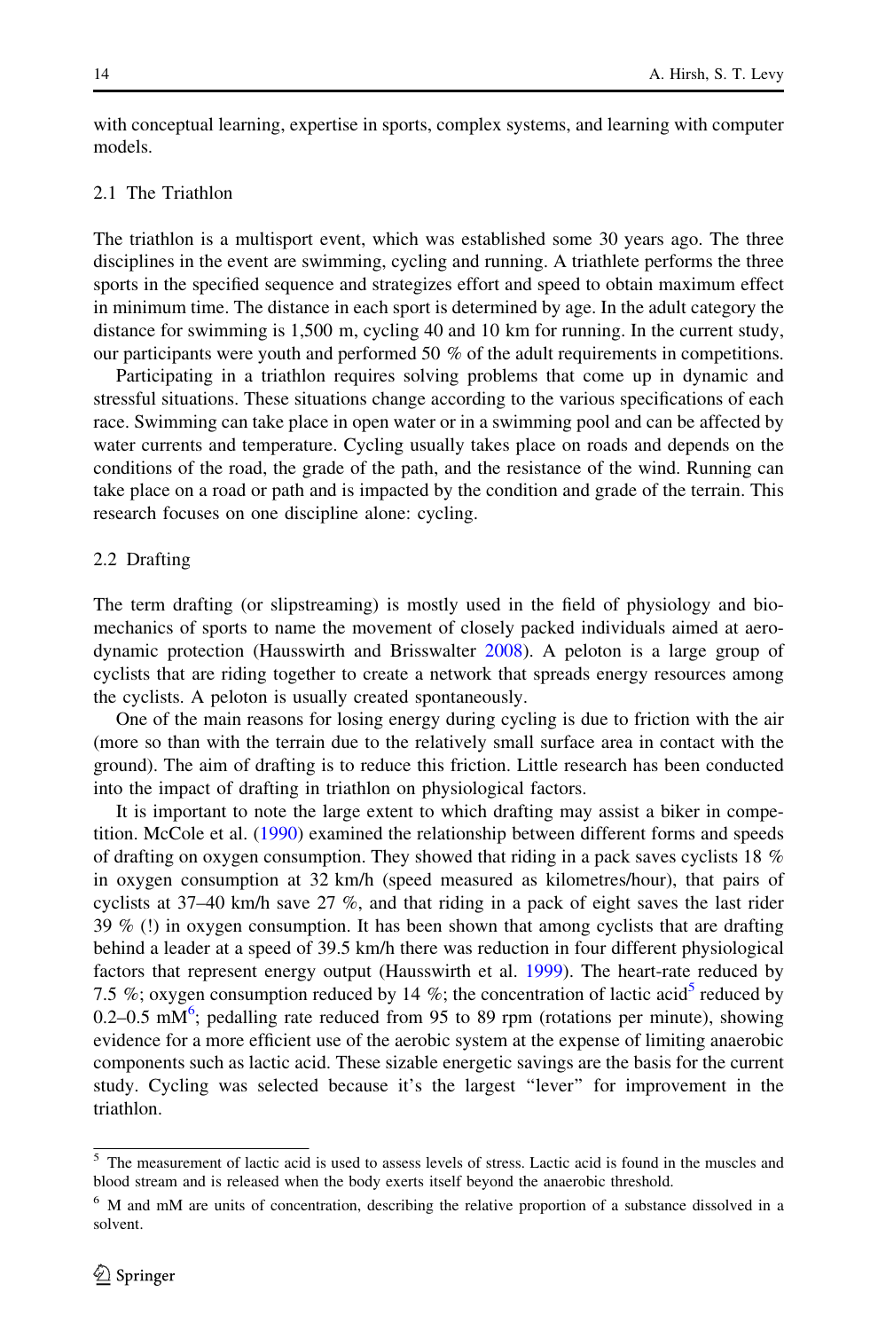with conceptual learning, expertise in sports, complex systems, and learning with computer models.

## 2.1 The Triathlon

The triathlon is a multisport event, which was established some 30 years ago. The three disciplines in the event are swimming, cycling and running. A triathlete performs the three sports in the specified sequence and strategizes effort and speed to obtain maximum effect in minimum time. The distance in each sport is determined by age. In the adult category the distance for swimming is 1,500 m, cycling 40 and 10 km for running. In the current study, our participants were youth and performed 50 % of the adult requirements in competitions.

Participating in a triathlon requires solving problems that come up in dynamic and stressful situations. These situations change according to the various specifications of each race. Swimming can take place in open water or in a swimming pool and can be affected by water currents and temperature. Cycling usually takes place on roads and depends on the conditions of the road, the grade of the path, and the resistance of the wind. Running can take place on a road or path and is impacted by the condition and grade of the terrain. This research focuses on one discipline alone: cycling.

## 2.2 Drafting

The term drafting (or slipstreaming) is mostly used in the field of physiology and biomechanics of sports to name the movement of closely packed individuals aimed at aerodynamic protection (Hausswirth and Brisswalter 2008). A peloton is a large group of cyclists that are riding together to create a network that spreads energy resources among the cyclists. A peloton is usually created spontaneously.

One of the main reasons for losing energy during cycling is due to friction with the air (more so than with the terrain due to the relatively small surface area in contact with the ground). The aim of drafting is to reduce this friction. Little research has been conducted into the impact of drafting in triathlon on physiological factors.

It is important to note the large extent to which drafting may assist a biker in competition. McCole et al. (1990) examined the relationship between different forms and speeds of drafting on oxygen consumption. They showed that riding in a pack saves cyclists 18 % in oxygen consumption at 32 km/h (speed measured as kilometres/hour), that pairs of cyclists at 37–40 km/h save 27 %, and that riding in a pack of eight saves the last rider 39 % (!) in oxygen consumption. It has been shown that among cyclists that are drafting behind a leader at a speed of 39.5 km/h there was reduction in four different physiological factors that represent energy output (Hausswirth et al. 1999). The heart-rate reduced by 7.5 %; oxygen consumption reduced by 14 %; the concentration of lactic acid[5] reduced by 0.2–0.5 mM[6]; pedalling rate reduced from 95 to 89 rpm (rotations per minute), showing evidence for a more efficient use of the aerobic system at the expense of limiting anaerobic components such as lactic acid. These sizable energetic savings are the basis for the current study. Cycling was selected because it's the largest "lever" for improvement in the triathlon.

[5] The measurement of lactic acid is used to assess levels of stress. Lactic acid is found in the muscles and blood stream and is released when the body exerts itself beyond the anaerobic threshold.

[6] M and mM are units of concentration, describing the relative proportion of a substance dissolved in a solvent.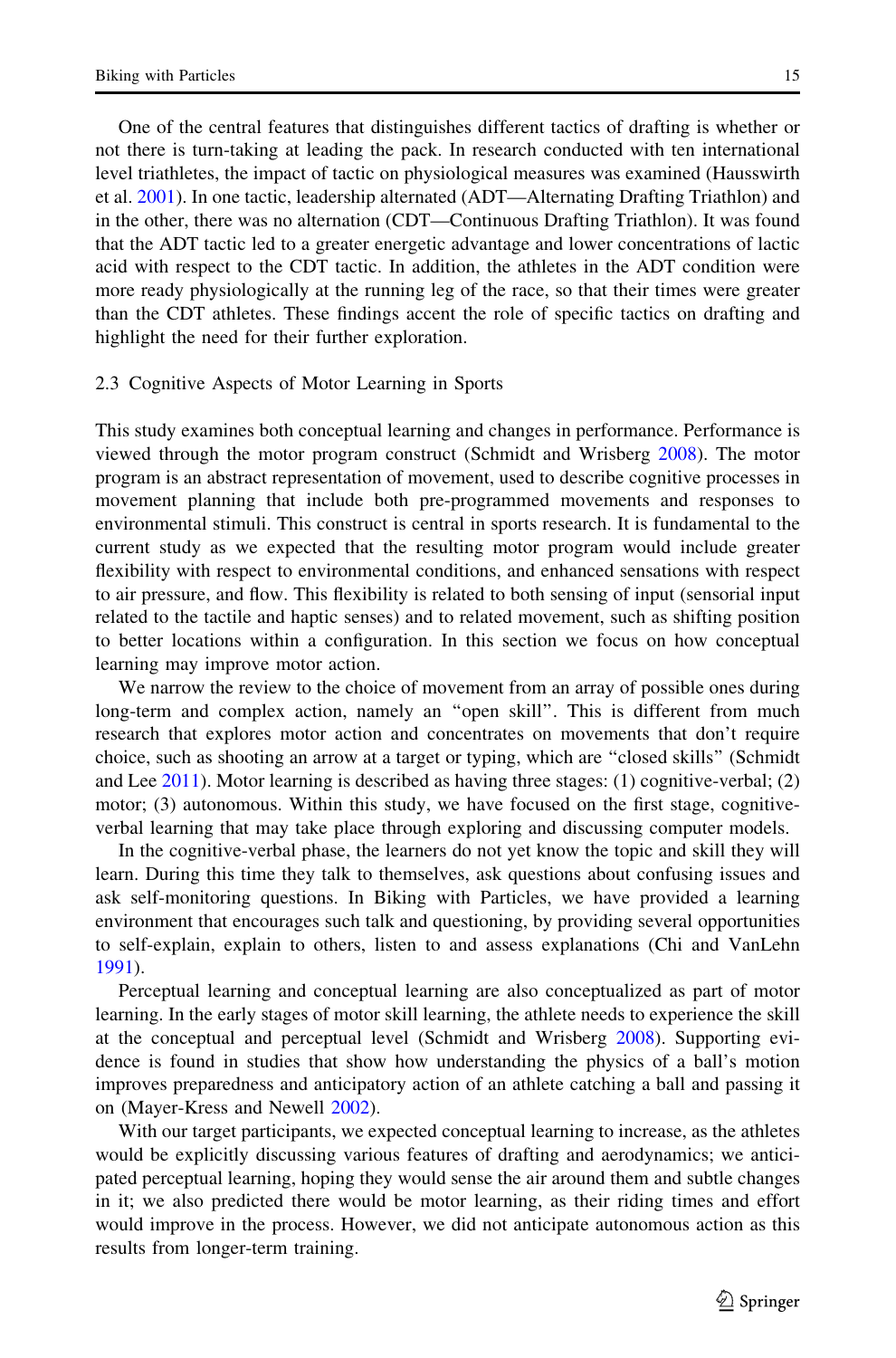One of the central features that distinguishes different tactics of drafting is whether or not there is turn-taking at leading the pack. In research conducted with ten international level triathletes, the impact of tactic on physiological measures was examined (Hausswirth et al. 2001). In one tactic, leadership alternated (ADT—Alternating Drafting Triathlon) and in the other, there was no alternation (CDT—Continuous Drafting Triathlon). It was found that the ADT tactic led to a greater energetic advantage and lower concentrations of lactic acid with respect to the CDT tactic. In addition, the athletes in the ADT condition were more ready physiologically at the running leg of the race, so that their times were greater than the CDT athletes. These findings accent the role of specific tactics on drafting and highlight the need for their further exploration.

## 2.3 Cognitive Aspects of Motor Learning in Sports

This study examines both conceptual learning and changes in performance. Performance is viewed through the motor program construct (Schmidt and Wrisberg 2008). The motor program is an abstract representation of movement, used to describe cognitive processes in movement planning that include both pre-programmed movements and responses to environmental stimuli. This construct is central in sports research. It is fundamental to the current study as we expected that the resulting motor program would include greater flexibility with respect to environmental conditions, and enhanced sensations with respect to air pressure, and flow. This flexibility is related to both sensing of input (sensorial input related to the tactile and haptic senses) and to related movement, such as shifting position to better locations within a configuration. In this section we focus on how conceptual learning may improve motor action.

We narrow the review to the choice of movement from an array of possible ones during long-term and complex action, namely an "open skill". This is different from much research that explores motor action and concentrates on movements that don't require choice, such as shooting an arrow at a target or typing, which are "closed skills" (Schmidt and Lee 2011). Motor learning is described as having three stages: (1) cognitive-verbal; (2) motor; (3) autonomous. Within this study, we have focused on the first stage, cognitive-verbal learning that may take place through exploring and discussing computer models.

In the cognitive-verbal phase, the learners do not yet know the topic and skill they will learn. During this time they talk to themselves, ask questions about confusing issues and ask self-monitoring questions. In Biking with Particles, we have provided a learning environment that encourages such talk and questioning, by providing several opportunities to self-explain, explain to others, listen to and assess explanations (Chi and VanLehn 1991).

Perceptual learning and conceptual learning are also conceptualized as part of motor learning. In the early stages of motor skill learning, the athlete needs to experience the skill at the conceptual and perceptual level (Schmidt and Wrisberg 2008). Supporting evidence is found in studies that show how understanding the physics of a ball's motion improves preparedness and anticipatory action of an athlete catching a ball and passing it on (Mayer-Kress and Newell 2002).

With our target participants, we expected conceptual learning to increase, as the athletes would be explicitly discussing various features of drafting and aerodynamics; we anticipated perceptual learning, hoping they would sense the air around them and subtle changes in it; we also predicted there would be motor learning, as their riding times and effort would improve in the process. However, we did not anticipate autonomous action as this results from longer-term training.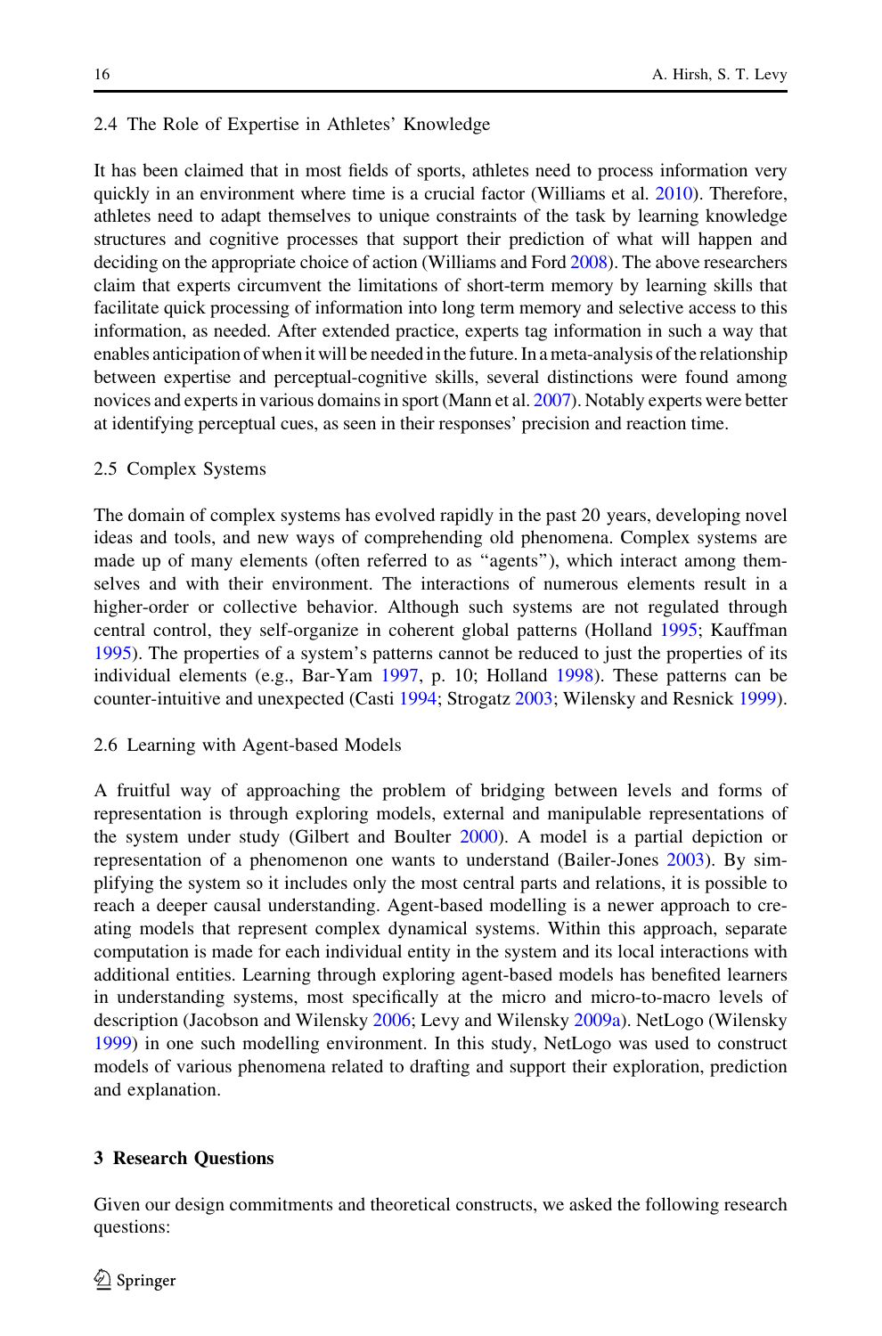### 2.4 The Role of Expertise in Athletes' Knowledge

It has been claimed that in most fields of sports, athletes need to process information very quickly in an environment where time is a crucial factor (Williams et al. 2010). Therefore, athletes need to adapt themselves to unique constraints of the task by learning knowledge structures and cognitive processes that support their prediction of what will happen and deciding on the appropriate choice of action (Williams and Ford 2008). The above researchers claim that experts circumvent the limitations of short-term memory by learning skills that facilitate quick processing of information into long term memory and selective access to this information, as needed. After extended practice, experts tag information in such a way that enables anticipation of when it will be needed in the future. In a meta-analysis of the relationship between expertise and perceptual-cognitive skills, several distinctions were found among novices and experts in various domains in sport (Mann et al. 2007). Notably experts were better at identifying perceptual cues, as seen in their responses' precision and reaction time.

### 2.5 Complex Systems

The domain of complex systems has evolved rapidly in the past 20 years, developing novel ideas and tools, and new ways of comprehending old phenomena. Complex systems are made up of many elements (often referred to as "agents"), which interact among themselves and with their environment. The interactions of numerous elements result in a higher-order or collective behavior. Although such systems are not regulated through central control, they self-organize in coherent global patterns (Holland 1995; Kauffman 1995). The properties of a system's patterns cannot be reduced to just the properties of its individual elements (e.g., Bar-Yam 1997, p. 10; Holland 1998). These patterns can be counter-intuitive and unexpected (Casti 1994; Strogatz 2003; Wilensky and Resnick 1999).

### 2.6 Learning with Agent-based Models

A fruitful way of approaching the problem of bridging between levels and forms of representation is through exploring models, external and manipulable representations of the system under study (Gilbert and Boulter 2000). A model is a partial depiction or representation of a phenomenon one wants to understand (Bailer-Jones 2003). By simplifying the system so it includes only the most central parts and relations, it is possible to reach a deeper causal understanding. Agent-based modelling is a newer approach to creating models that represent complex dynamical systems. Within this approach, separate computation is made for each individual entity in the system and its local interactions with additional entities. Learning through exploring agent-based models has benefited learners in understanding systems, most specifically at the micro and micro-to-macro levels of description (Jacobson and Wilensky 2006; Levy and Wilensky 2009a). NetLogo (Wilensky 1999) in one such modelling environment. In this study, NetLogo was used to construct models of various phenomena related to drafting and support their exploration, prediction and explanation.

## 3 Research Questions

Given our design commitments and theoretical constructs, we asked the following research questions: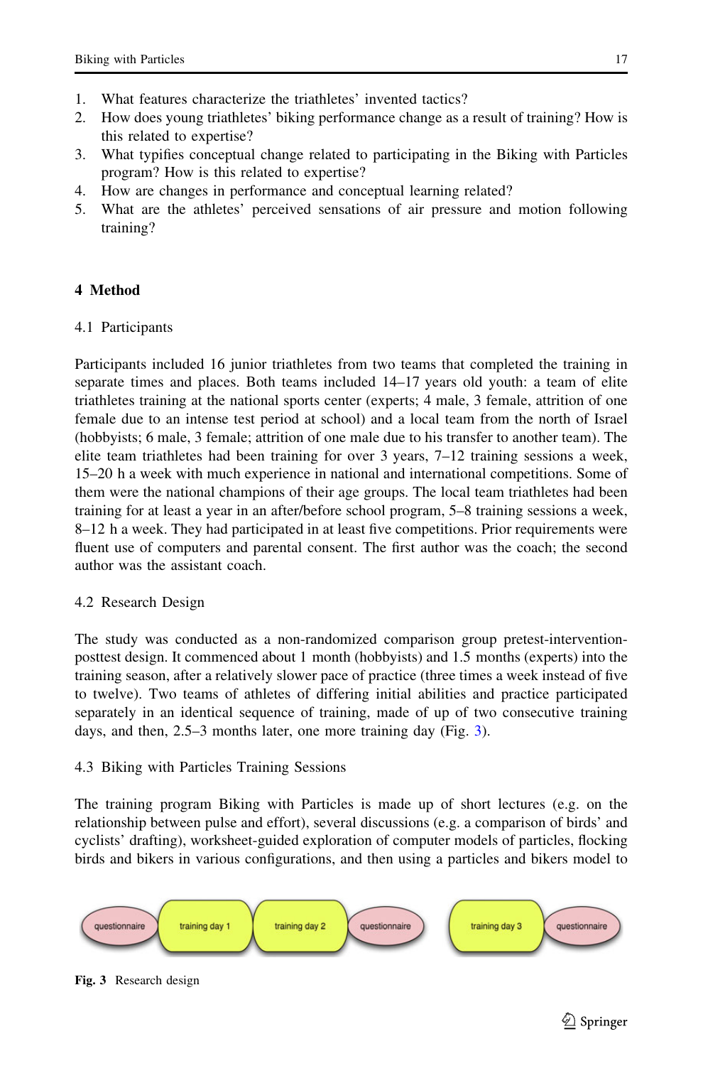1. What features characterize the triathletes' invented tactics?
2. How does young triathletes' biking performance change as a result of training? How is this related to expertise?
3. What typifies conceptual change related to participating in the Biking with Particles program? How is this related to expertise?
4. How are changes in performance and conceptual learning related?
5. What are the athletes' perceived sensations of air pressure and motion following training?

## 4 Method

### 4.1 Participants

Participants included 16 junior triathletes from two teams that completed the training in separate times and places. Both teams included 14–17 years old youth: a team of elite triathletes training at the national sports center (experts; 4 male, 3 female, attrition of one female due to an intense test period at school) and a local team from the north of Israel (hobbyists; 6 male, 3 female; attrition of one male due to his transfer to another team). The elite team triathletes had been training for over 3 years, 7–12 training sessions a week, 15–20 h a week with much experience in national and international competitions. Some of them were the national champions of their age groups. The local team triathletes had been training for at least a year in an after/before school program, 5–8 training sessions a week, 8–12 h a week. They had participated in at least five competitions. Prior requirements were fluent use of computers and parental consent. The first author was the coach; the second author was the assistant coach.

### 4.2 Research Design

The study was conducted as a non-randomized comparison group pretest-intervention-posttest design. It commenced about 1 month (hobbyists) and 1.5 months (experts) into the training season, after a relatively slower pace of practice (three times a week instead of five to twelve). Two teams of athletes of differing initial abilities and practice participated separately in an identical sequence of training, made of up of two consecutive training days, and then, 2.5–3 months later, one more training day (Fig. 3).

### 4.3 Biking with Particles Training Sessions

The training program Biking with Particles is made up of short lectures (e.g. on the relationship between pulse and effort), several discussions (e.g. a comparison of birds' and cyclists' drafting), worksheet-guided exploration of computer models of particles, flocking birds and bikers in various configurations, and then using a particles and bikers model to

questionnaire
training day 1
training day 2
questionnaire
training day 3
questionnaire

**Fig. 3** Research design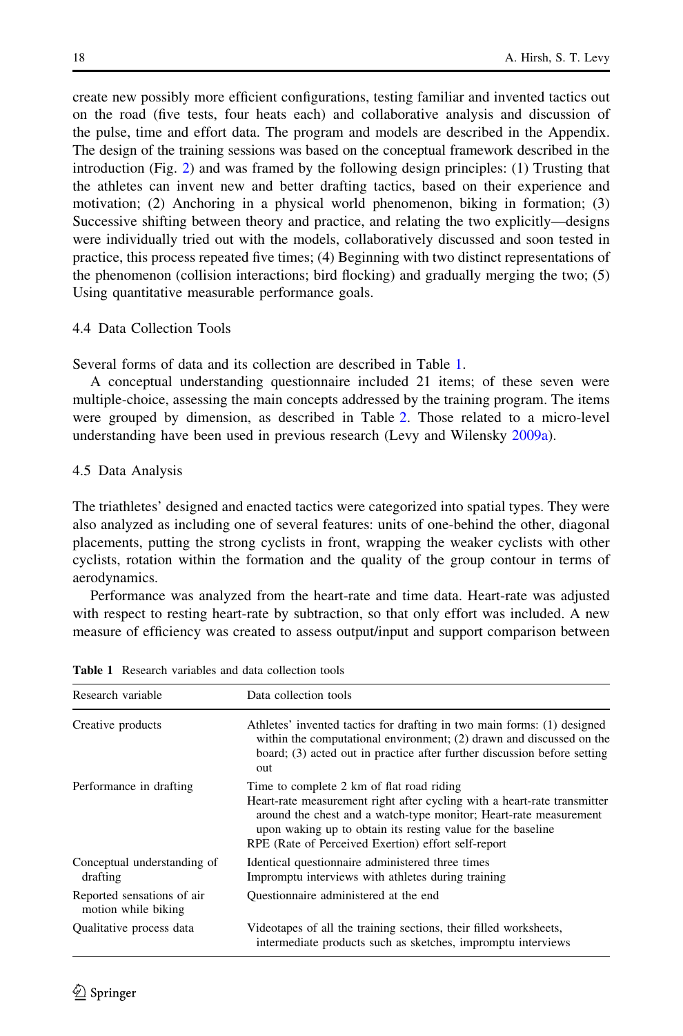create new possibly more efficient configurations, testing familiar and invented tactics out on the road (five tests, four heats each) and collaborative analysis and discussion of the pulse, time and effort data. The program and models are described in the Appendix. The design of the training sessions was based on the conceptual framework described in the introduction (Fig. 2) and was framed by the following design principles: (1) Trusting that the athletes can invent new and better drafting tactics, based on their experience and motivation; (2) Anchoring in a physical world phenomenon, biking in formation; (3) Successive shifting between theory and practice, and relating the two explicitly—designs were individually tried out with the models, collaboratively discussed and soon tested in practice, this process repeated five times; (4) Beginning with two distinct representations of the phenomenon (collision interactions; bird flocking) and gradually merging the two; (5) Using quantitative measurable performance goals.

### 4.4 Data Collection Tools

Several forms of data and its collection are described in Table 1.

A conceptual understanding questionnaire included 21 items; of these seven were multiple-choice, assessing the main concepts addressed by the training program. The items were grouped by dimension, as described in Table 2. Those related to a micro-level understanding have been used in previous research (Levy and Wilensky 2009a).

### 4.5 Data Analysis

The triathletes' designed and enacted tactics were categorized into spatial types. They were also analyzed as including one of several features: units of one-behind the other, diagonal placements, putting the strong cyclists in front, wrapping the weaker cyclists with other cyclists, rotation within the formation and the quality of the group contour in terms of aerodynamics.

Performance was analyzed from the heart-rate and time data. Heart-rate was adjusted with respect to resting heart-rate by subtraction, so that only effort was included. A new measure of efficiency was created to assess output/input and support comparison between

**Table 1** Research variables and data collection tools

| Research variable | Data collection tools |
|---|---|
| Creative products | Athletes' invented tactics for drafting in two main forms: (1) designed within the computational environment; (2) drawn and discussed on the board; (3) acted out in practice after further discussion before setting out |
| Performance in drafting | Time to complete 2 km of flat road riding<br>Heart-rate measurement right after cycling with a heart-rate transmitter around the chest and a watch-type monitor; Heart-rate measurement upon waking up to obtain its resting value for the baseline<br>RPE (Rate of Perceived Exertion) effort self-report |
| Conceptual understanding of drafting | Identical questionnaire administered three times<br>Impromptu interviews with athletes during training |
| Reported sensations of air motion while biking | Questionnaire administered at the end |
| Qualitative process data | Videotapes of all the training sections, their filled worksheets, intermediate products such as sketches, impromptu interviews |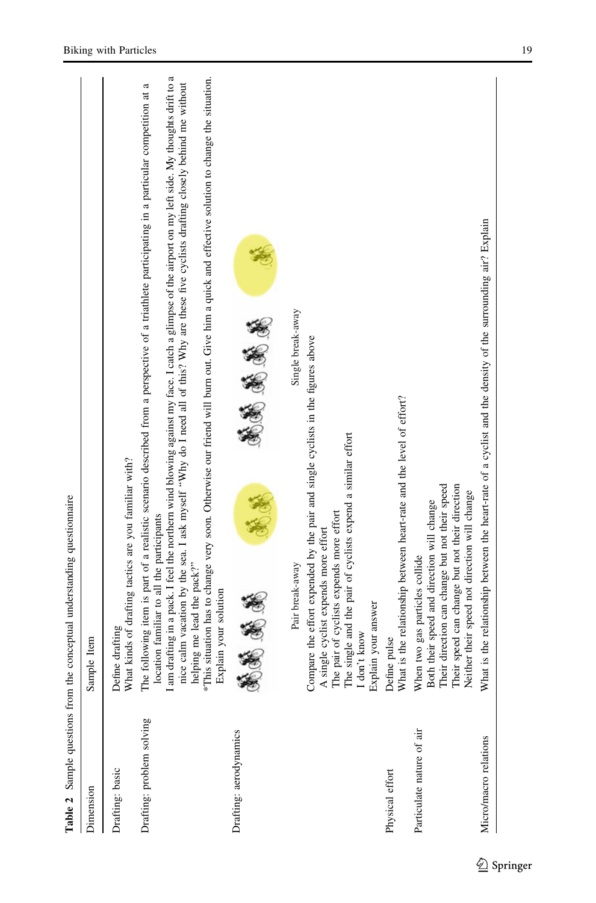**Table 2** Sample questions from the conceptual understanding questionnaire

| Dimension | Sample Item |
|---|---|
| Drafting: basic | Define drafting<br>What kinds of drafting tactics are you familiar with? |
| Drafting: problem solving | The following item is part of a realistic scenario described from a perspective of a triathlete participating in a particular competition at a location familiar to all the participants<br>I am drafting in a pack. I feel the northern wind blowing against my face. I catch a glimpse of the airport on my left side. My thoughts drift to a nice calm vacation by the sea. I ask myself "Why do I need all of this? Why are these five cyclists drafting closely behind me without helping me lead the pack?"<br>*This situation has to change very soon. Otherwise our friend will burn out. Give him a quick and effective solution to change the situation. Explain your solution |
| Drafting: aerodynamics | Pair break-away<br>Single break-away<br>Compare the effort expended by the pair and single cyclists in the figures above<br>A single cyclist expends more effort<br>The pair of cyclists expends more effort<br>The single and the pair of cyclists expend a similar effort<br>I don't know<br>Explain your answer |
| Physical effort | Define pulse<br>What is the relationship between heart-rate and the level of effort? |
| Particulate nature of air | When two gas particles collide<br>Both their speed and direction will change<br>Their direction can change but not their speed<br>Their speed can change but not their direction<br>Neither their speed not direction will change |
| Micro/macro relations | What is the relationship between the heart-rate of a cyclist and the density of the surrounding air? Explain |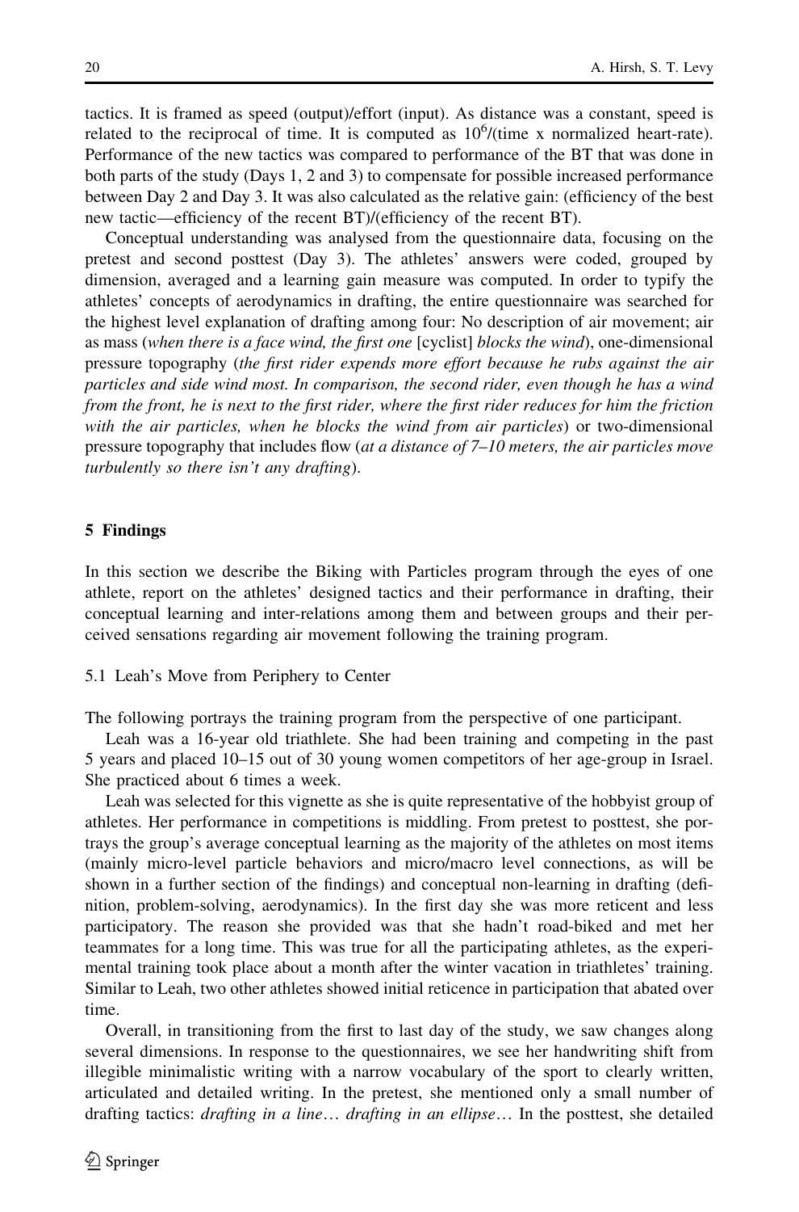tactics. It is framed as speed (output)/effort (input). As distance was a constant, speed is related to the reciprocal of time. It is computed as $10^6$/(time x normalized heart-rate). Performance of the new tactics was compared to performance of the BT that was done in both parts of the study (Days 1, 2 and 3) to compensate for possible increased performance between Day 2 and Day 3. It was also calculated as the relative gain: (efficiency of the best new tactic—efficiency of the recent BT)/(efficiency of the recent BT).

Conceptual understanding was analysed from the questionnaire data, focusing on the pretest and second posttest (Day 3). The athletes' answers were coded, grouped by dimension, averaged and a learning gain measure was computed. In order to typify the athletes' concepts of aerodynamics in drafting, the entire questionnaire was searched for the highest level explanation of drafting among four: No description of air movement; air as mass (*when there is a face wind, the first one* [cyclist] *blocks the wind*), one-dimensional pressure topography (*the first rider expends more effort because he rubs against the air particles and side wind most. In comparison, the second rider, even though he has a wind from the front, he is next to the first rider, where the first rider reduces for him the friction with the air particles, when he blocks the wind from air particles*) or two-dimensional pressure topography that includes flow (*at a distance of 7–10 meters, the air particles move turbulently so there isn't any drafting*).

## 5 Findings

In this section we describe the Biking with Particles program through the eyes of one athlete, report on the athletes' designed tactics and their performance in drafting, their conceptual learning and inter-relations among them and between groups and their perceived sensations regarding air movement following the training program.

### 5.1 Leah's Move from Periphery to Center

The following portrays the training program from the perspective of one participant.

Leah was a 16-year old triathlete. She had been training and competing in the past 5 years and placed 10–15 out of 30 young women competitors of her age-group in Israel. She practiced about 6 times a week.

Leah was selected for this vignette as she is quite representative of the hobbyist group of athletes. Her performance in competitions is middling. From pretest to posttest, she portrays the group's average conceptual learning as the majority of the athletes on most items (mainly micro-level particle behaviors and micro/macro level connections, as will be shown in a further section of the findings) and conceptual non-learning in drafting (definition, problem-solving, aerodynamics). In the first day she was more reticent and less participatory. The reason she provided was that she hadn't road-biked and met her teammates for a long time. This was true for all the participating athletes, as the experimental training took place about a month after the winter vacation in triathletes' training. Similar to Leah, two other athletes showed initial reticence in participation that abated over time.

Overall, in transitioning from the first to last day of the study, we saw changes along several dimensions. In response to the questionnaires, we see her handwriting shift from illegible minimalistic writing with a narrow vocabulary of the sport to clearly written, articulated and detailed writing. In the pretest, she mentioned only a small number of drafting tactics: *drafting in a line… drafting in an ellipse…* In the posttest, she detailed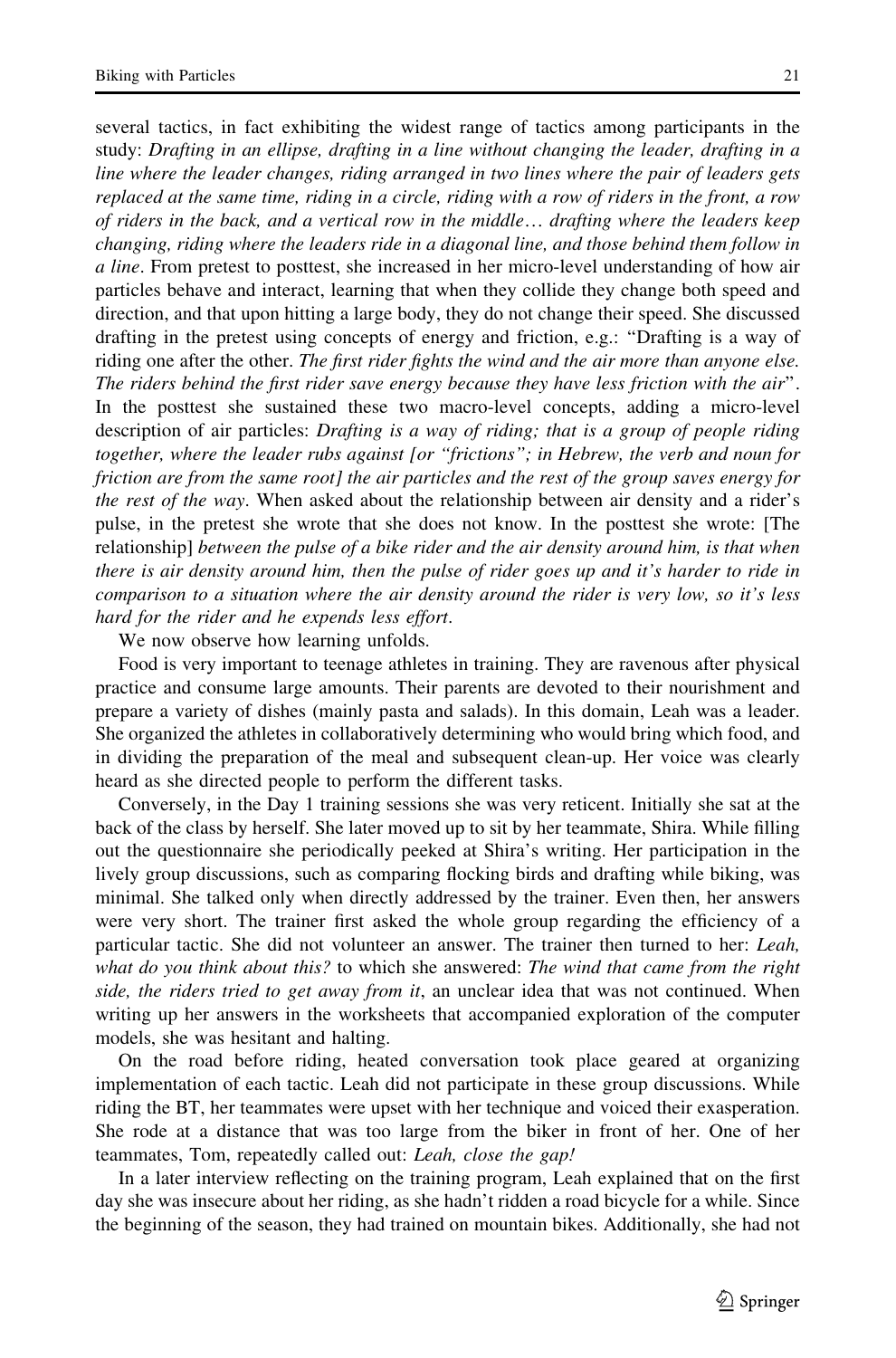several tactics, in fact exhibiting the widest range of tactics among participants in the study: *Drafting in an ellipse, drafting in a line without changing the leader, drafting in a line where the leader changes, riding arranged in two lines where the pair of leaders gets replaced at the same time, riding in a circle, riding with a row of riders in the front, a row of riders in the back, and a vertical row in the middle… drafting where the leaders keep changing, riding where the leaders ride in a diagonal line, and those behind them follow in a line*. From pretest to posttest, she increased in her micro-level understanding of how air particles behave and interact, learning that when they collide they change both speed and direction, and that upon hitting a large body, they do not change their speed. She discussed drafting in the pretest using concepts of energy and friction, e.g.: "Drafting is a way of riding one after the other. *The first rider fights the wind and the air more than anyone else. The riders behind the first rider save energy because they have less friction with the air*". In the posttest she sustained these two macro-level concepts, adding a micro-level description of air particles: *Drafting is a way of riding; that is a group of people riding together, where the leader rubs against [or "frictions"; in Hebrew, the verb and noun for friction are from the same root] the air particles and the rest of the group saves energy for the rest of the way*. When asked about the relationship between air density and a rider's pulse, in the pretest she wrote that she does not know. In the posttest she wrote: [The relationship] *between the pulse of a bike rider and the air density around him, is that when there is air density around him, then the pulse of rider goes up and it's harder to ride in comparison to a situation where the air density around the rider is very low, so it's less hard for the rider and he expends less effort*.

We now observe how learning unfolds.

Food is very important to teenage athletes in training. They are ravenous after physical practice and consume large amounts. Their parents are devoted to their nourishment and prepare a variety of dishes (mainly pasta and salads). In this domain, Leah was a leader. She organized the athletes in collaboratively determining who would bring which food, and in dividing the preparation of the meal and subsequent clean-up. Her voice was clearly heard as she directed people to perform the different tasks.

Conversely, in the Day 1 training sessions she was very reticent. Initially she sat at the back of the class by herself. She later moved up to sit by her teammate, Shira. While filling out the questionnaire she periodically peeked at Shira's writing. Her participation in the lively group discussions, such as comparing flocking birds and drafting while biking, was minimal. She talked only when directly addressed by the trainer. Even then, her answers were very short. The trainer first asked the whole group regarding the efficiency of a particular tactic. She did not volunteer an answer. The trainer then turned to her: *Leah, what do you think about this?* to which she answered: *The wind that came from the right side, the riders tried to get away from it*, an unclear idea that was not continued. When writing up her answers in the worksheets that accompanied exploration of the computer models, she was hesitant and halting.

On the road before riding, heated conversation took place geared at organizing implementation of each tactic. Leah did not participate in these group discussions. While riding the BT, her teammates were upset with her technique and voiced their exasperation. She rode at a distance that was too large from the biker in front of her. One of her teammates, Tom, repeatedly called out: *Leah, close the gap!*

In a later interview reflecting on the training program, Leah explained that on the first day she was insecure about her riding, as she hadn't ridden a road bicycle for a while. Since the beginning of the season, they had trained on mountain bikes. Additionally, she had not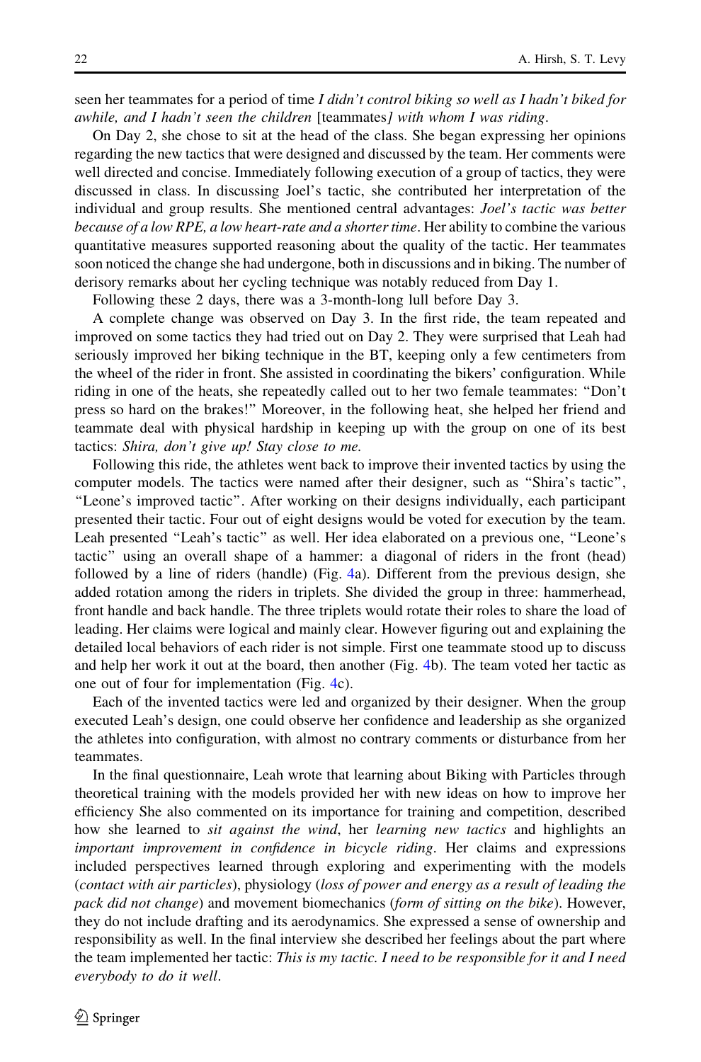seen her teammates for a period of time *I didn't control biking so well as I hadn't biked for awhile, and I hadn't seen the children* [teammates] *with whom I was riding*.

On Day 2, she chose to sit at the head of the class. She began expressing her opinions regarding the new tactics that were designed and discussed by the team. Her comments were well directed and concise. Immediately following execution of a group of tactics, they were discussed in class. In discussing Joel's tactic, she contributed her interpretation of the individual and group results. She mentioned central advantages: *Joel's tactic was better because of a low RPE, a low heart-rate and a shorter time*. Her ability to combine the various quantitative measures supported reasoning about the quality of the tactic. Her teammates soon noticed the change she had undergone, both in discussions and in biking. The number of derisory remarks about her cycling technique was notably reduced from Day 1.

Following these 2 days, there was a 3-month-long lull before Day 3.

A complete change was observed on Day 3. In the first ride, the team repeated and improved on some tactics they had tried out on Day 2. They were surprised that Leah had seriously improved her biking technique in the BT, keeping only a few centimeters from the wheel of the rider in front. She assisted in coordinating the bikers' configuration. While riding in one of the heats, she repeatedly called out to her two female teammates: "Don't press so hard on the brakes!" Moreover, in the following heat, she helped her friend and teammate deal with physical hardship in keeping up with the group on one of its best tactics: *Shira, don't give up! Stay close to me.*

Following this ride, the athletes went back to improve their invented tactics by using the computer models. The tactics were named after their designer, such as "Shira's tactic", "Leone's improved tactic". After working on their designs individually, each participant presented their tactic. Four out of eight designs would be voted for execution by the team. Leah presented "Leah's tactic" as well. Her idea elaborated on a previous one, "Leone's tactic" using an overall shape of a hammer: a diagonal of riders in the front (head) followed by a line of riders (handle) (Fig. 4a). Different from the previous design, she added rotation among the riders in triplets. She divided the group in three: hammerhead, front handle and back handle. The three triplets would rotate their roles to share the load of leading. Her claims were logical and mainly clear. However figuring out and explaining the detailed local behaviors of each rider is not simple. First one teammate stood up to discuss and help her work it out at the board, then another (Fig. 4b). The team voted her tactic as one out of four for implementation (Fig. 4c).

Each of the invented tactics were led and organized by their designer. When the group executed Leah's design, one could observe her confidence and leadership as she organized the athletes into configuration, with almost no contrary comments or disturbance from her teammates.

In the final questionnaire, Leah wrote that learning about Biking with Particles through theoretical training with the models provided her with new ideas on how to improve her efficiency She also commented on its importance for training and competition, described how she learned to *sit against the wind*, her *learning new tactics* and highlights an *important improvement in confidence in bicycle riding*. Her claims and expressions included perspectives learned through exploring and experimenting with the models (*contact with air particles*), physiology (*loss of power and energy as a result of leading the pack did not change*) and movement biomechanics (*form of sitting on the bike*). However, they do not include drafting and its aerodynamics. She expressed a sense of ownership and responsibility as well. In the final interview she described her feelings about the part where the team implemented her tactic: *This is my tactic. I need to be responsible for it and I need everybody to do it well*.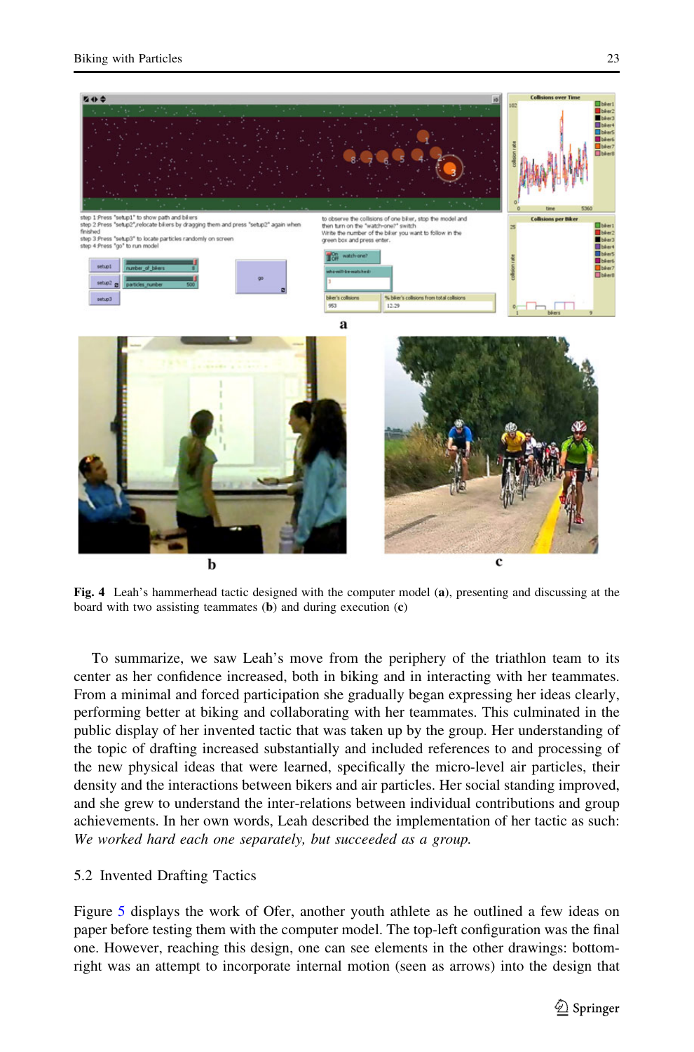**Fig. 4** Leah's hammerhead tactic designed with the computer model (**a**), presenting and discussing at the board with two assisting teammates (**b**) and during execution (**c**)

To summarize, we saw Leah's move from the periphery of the triathlon team to its center as her confidence increased, both in biking and in interacting with her teammates. From a minimal and forced participation she gradually began expressing her ideas clearly, performing better at biking and collaborating with her teammates. This culminated in the public display of her invented tactic that was taken up by the group. Her understanding of the topic of drafting increased substantially and included references to and processing of the new physical ideas that were learned, specifically the micro-level air particles, their density and the interactions between bikers and air particles. Her social standing improved, and she grew to understand the inter-relations between individual contributions and group achievements. In her own words, Leah described the implementation of her tactic as such: *We worked hard each one separately, but succeeded as a group.*

## 5.2 Invented Drafting Tactics

Figure 5 displays the work of Ofer, another youth athlete as he outlined a few ideas on paper before testing them with the computer model. The top-left configuration was the final one. However, reaching this design, one can see elements in the other drawings: bottom-right was an attempt to incorporate internal motion (seen as arrows) into the design that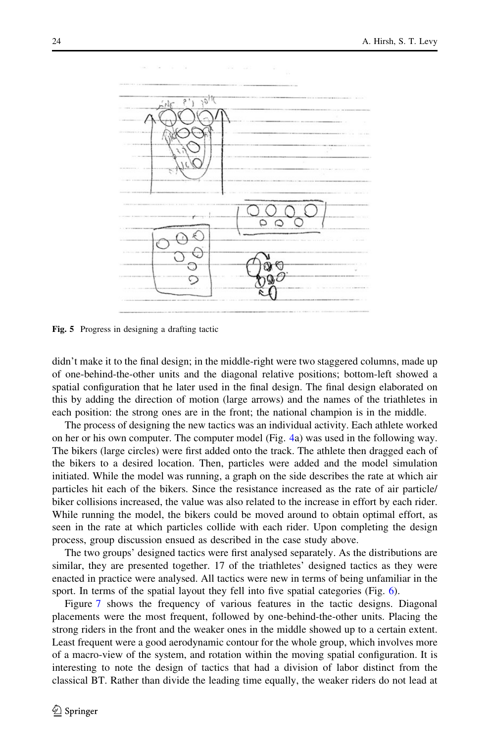Fig. 5 Progress in designing a drafting tactic

didn't make it to the final design; in the middle-right were two staggered columns, made up of one-behind-the-other units and the diagonal relative positions; bottom-left showed a spatial configuration that he later used in the final design. The final design elaborated on this by adding the direction of motion (large arrows) and the names of the triathletes in each position: the strong ones are in the front; the national champion is in the middle.

The process of designing the new tactics was an individual activity. Each athlete worked on her or his own computer. The computer model (Fig. 4a) was used in the following way. The bikers (large circles) were first added onto the track. The athlete then dragged each of the bikers to a desired location. Then, particles were added and the model simulation initiated. While the model was running, a graph on the side describes the rate at which air particles hit each of the bikers. Since the resistance increased as the rate of air particle/biker collisions increased, the value was also related to the increase in effort by each rider. While running the model, the bikers could be moved around to obtain optimal effort, as seen in the rate at which particles collide with each rider. Upon completing the design process, group discussion ensued as described in the case study above.

The two groups' designed tactics were first analysed separately. As the distributions are similar, they are presented together. 17 of the triathletes' designed tactics as they were enacted in practice were analysed. All tactics were new in terms of being unfamiliar in the sport. In terms of the spatial layout they fell into five spatial categories (Fig. 6).

Figure 7 shows the frequency of various features in the tactic designs. Diagonal placements were the most frequent, followed by one-behind-the-other units. Placing the strong riders in the front and the weaker ones in the middle showed up to a certain extent. Least frequent were a good aerodynamic contour for the whole group, which involves more of a macro-view of the system, and rotation within the moving spatial configuration. It is interesting to note the design of tactics that had a division of labor distinct from the classical BT. Rather than divide the leading time equally, the weaker riders do not lead at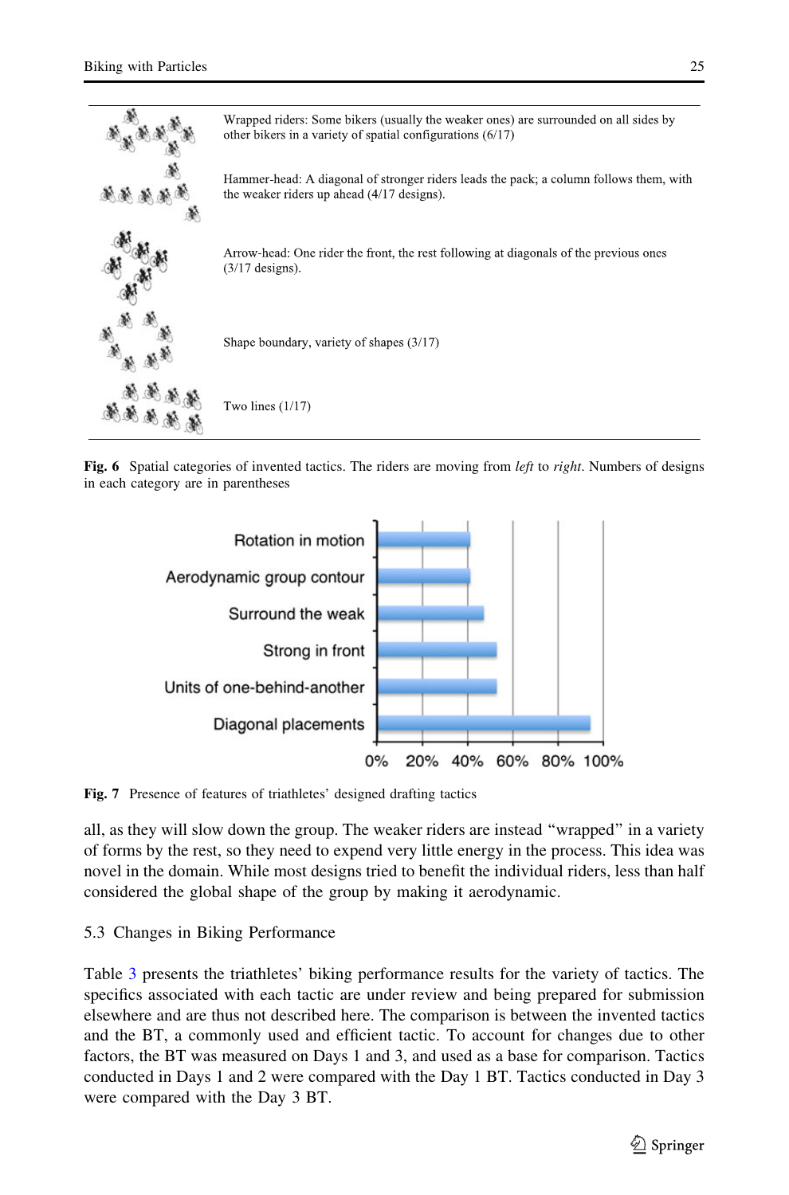Wrapped riders: Some bikers (usually the weaker ones) are surrounded on all sides by other bikers in a variety of spatial configurations (6/17)

Hammer-head: A diagonal of stronger riders leads the pack; a column follows them, with the weaker riders up ahead (4/17 designs).

Arrow-head: One rider the front, the rest following at diagonals of the previous ones (3/17 designs).

Shape boundary, variety of shapes (3/17)

Two lines (1/17)

**Fig. 6** Spatial categories of invented tactics. The riders are moving from *left* to *right*. Numbers of designs in each category are in parentheses

Rotation in motion
Aerodynamic group contour
Surround the weak
Strong in front
Units of one-behind-another
Diagonal placements

0% 20% 40% 60% 80% 100%

**Fig. 7** Presence of features of triathletes' designed drafting tactics

all, as they will slow down the group. The weaker riders are instead "wrapped" in a variety of forms by the rest, so they need to expend very little energy in the process. This idea was novel in the domain. While most designs tried to benefit the individual riders, less than half considered the global shape of the group by making it aerodynamic.

### 5.3 Changes in Biking Performance

Table 3 presents the triathletes' biking performance results for the variety of tactics. The specifics associated with each tactic are under review and being prepared for submission elsewhere and are thus not described here. The comparison is between the invented tactics and the BT, a commonly used and efficient tactic. To account for changes due to other factors, the BT was measured on Days 1 and 3, and used as a base for comparison. Tactics conducted in Days 1 and 2 were compared with the Day 1 BT. Tactics conducted in Day 3 were compared with the Day 3 BT.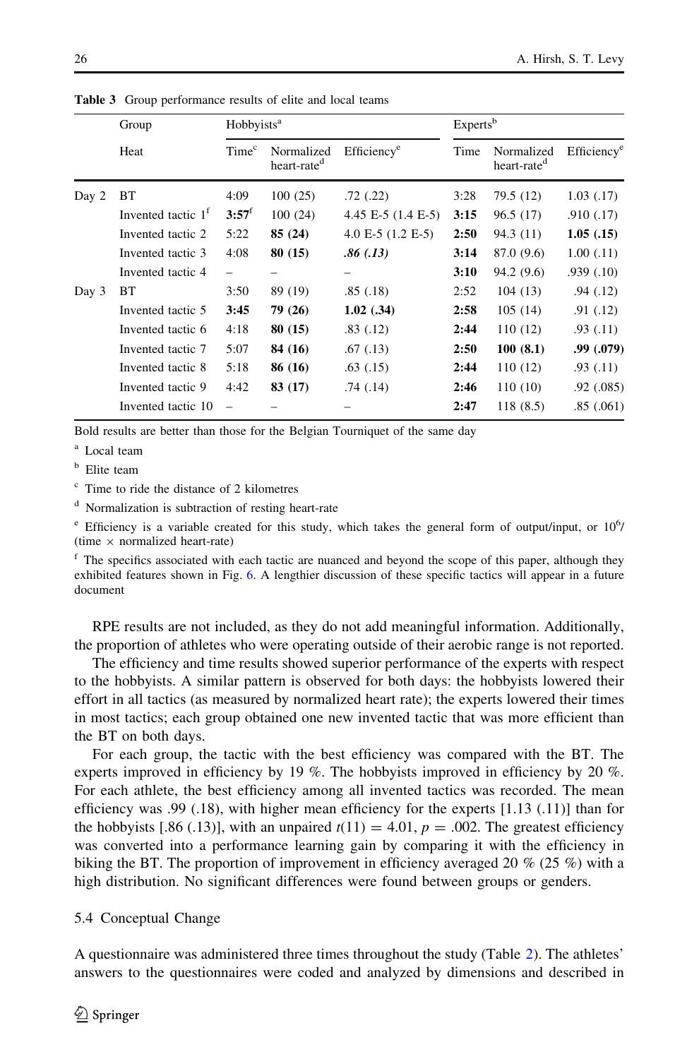**Table 3** Group performance results of elite and local teams

| | Group | Hobbyists[a] | | | Experts[b] | | |
|---|---|---|---|---|---|---|---|
| | Heat | Time[c] | Normalized heart-rate[d] | Efficiency[e] | Time | Normalized heart-rate[d] | Efficiency[e] |
| Day 2 | BT | 4:09 | 100 (25) | .72 (.22) | 3:28 | 79.5 (12) | 1.03 (.17) |
| | Invented tactic 1[f] | **3:57**[f] | 100 (24) | 4.45 E-5 (1.4 E-5) | **3:15** | 96.5 (17) | .910 (.17) |
| | Invented tactic 2 | 5:22 | **85 (24)** | 4.0 E-5 (1.2 E-5) | **2:50** | 94.3 (11) | **1.05 (.15)** |
| | Invented tactic 3 | 4:08 | **80 (15)** | ***.86 (.13)*** | **3:14** | 87.0 (9.6) | 1.00 (.11) |
| | Invented tactic 4 | – | – | – | **3:10** | 94.2 (9.6) | .939 (.10) |
| Day 3 | BT | 3:50 | 89 (19) | .85 (.18) | 2:52 | 104 (13) | .94 (.12) |
| | Invented tactic 5 | **3:45** | **79 (26)** | **1.02 (.34)** | **2:58** | 105 (14) | .91 (.12) |
| | Invented tactic 6 | 4:18 | **80 (15)** | .83 (.12) | **2:44** | 110 (12) | .93 (.11) |
| | Invented tactic 7 | 5:07 | **84 (16)** | .67 (.13) | **2:50** | **100 (8.1)** | **.99 (.079)** |
| | Invented tactic 8 | 5:18 | **86 (16)** | .63 (.15) | **2:44** | 110 (12) | .93 (.11) |
| | Invented tactic 9 | 4:42 | **83 (17)** | .74 (.14) | **2:46** | 110 (10) | .92 (.085) |
| | Invented tactic 10 | – | – | – | **2:47** | 118 (8.5) | .85 (.061) |

Bold results are better than those for the Belgian Tourniquet of the same day

[a] Local team

[b] Elite team

[c] Time to ride the distance of 2 kilometres

[d] Normalization is subtraction of resting heart-rate

[e] Efficiency is a variable created for this study, which takes the general form of output/input, or $10^6$/(time × normalized heart-rate)

[f] The specifics associated with each tactic are nuanced and beyond the scope of this paper, although they exhibited features shown in Fig. 6. A lengthier discussion of these specific tactics will appear in a future document

RPE results are not included, as they do not add meaningful information. Additionally, the proportion of athletes who were operating outside of their aerobic range is not reported.

The efficiency and time results showed superior performance of the experts with respect to the hobbyists. A similar pattern is observed for both days: the hobbyists lowered their effort in all tactics (as measured by normalized heart rate); the experts lowered their times in most tactics; each group obtained one new invented tactic that was more efficient than the BT on both days.

For each group, the tactic with the best efficiency was compared with the BT. The experts improved in efficiency by 19 %. The hobbyists improved in efficiency by 20 %. For each athlete, the best efficiency among all invented tactics was recorded. The mean efficiency was .99 (.18), with higher mean efficiency for the experts [1.13 (.11)] than for the hobbyists [.86 (.13)], with an unpaired $t(11) = 4.01$, $p = .002$. The greatest efficiency was converted into a performance learning gain by comparing it with the efficiency in biking the BT. The proportion of improvement in efficiency averaged 20 % (25 %) with a high distribution. No significant differences were found between groups or genders.

### 5.4 Conceptual Change

A questionnaire was administered three times throughout the study (Table 2). The athletes' answers to the questionnaires were coded and analyzed by dimensions and described in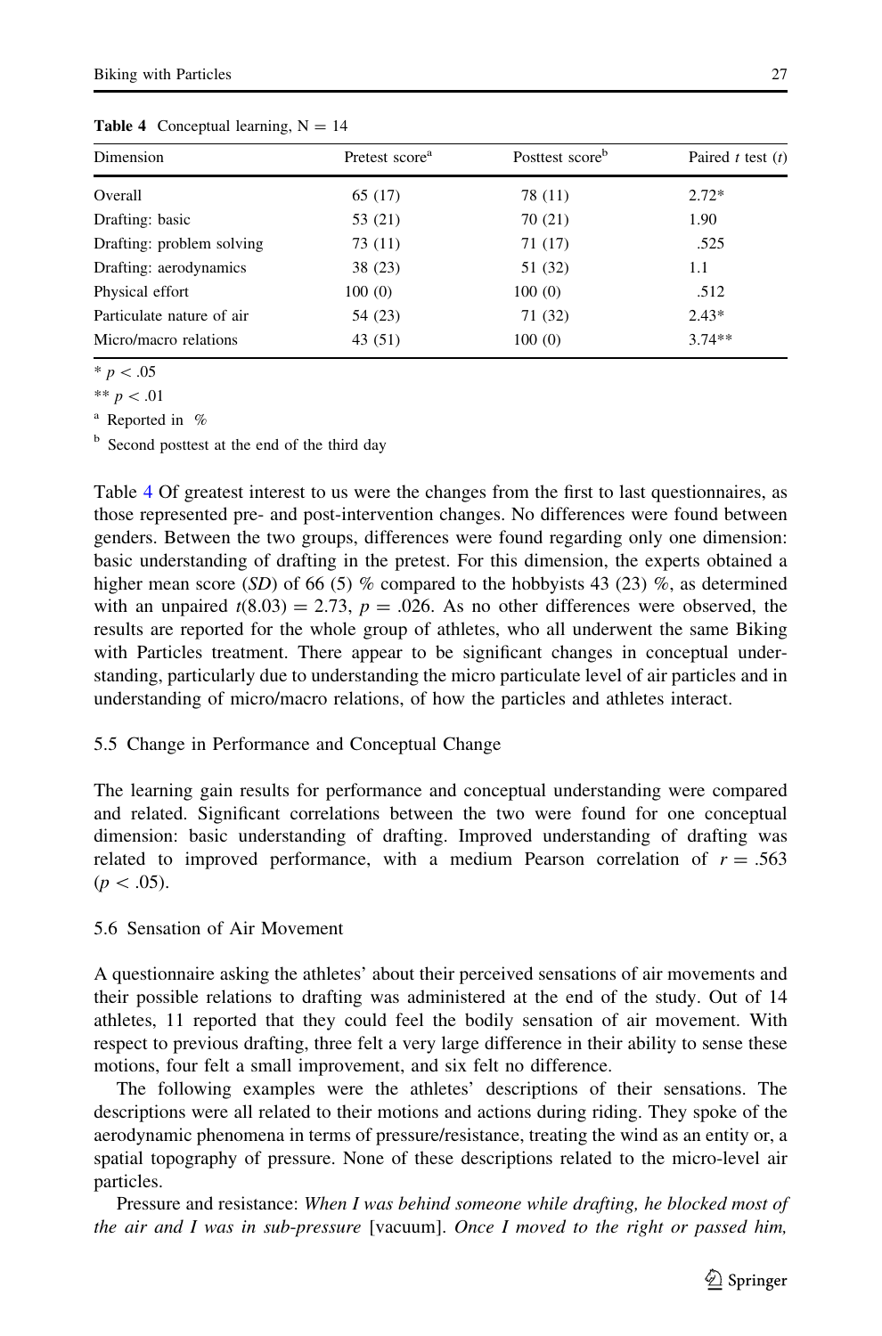**Table 4** Conceptual learning, N = 14

| Dimension | Pretest score[a] | Posttest score[b] | Paired *t* test (*t*) |
|---|---|---|---|
| Overall | 65 (17) | 78 (11) | 2.72* |
| Drafting: basic | 53 (21) | 70 (21) | 1.90 |
| Drafting: problem solving | 73 (11) | 71 (17) | .525 |
| Drafting: aerodynamics | 38 (23) | 51 (32) | 1.1 |
| Physical effort | 100 (0) | 100 (0) | .512 |
| Particulate nature of air | 54 (23) | 71 (32) | 2.43* |
| Micro/macro relations | 43 (51) | 100 (0) | 3.74** |

\* $p < .05$

\*\* $p < .01$

[a] Reported in %

[b] Second posttest at the end of the third day

Table 4 Of greatest interest to us were the changes from the first to last questionnaires, as those represented pre- and post-intervention changes. No differences were found between genders. Between the two groups, differences were found regarding only one dimension: basic understanding of drafting in the pretest. For this dimension, the experts obtained a higher mean score (*SD*) of 66 (5) % compared to the hobbyists 43 (23) %, as determined with an unpaired $t(8.03) = 2.73$, $p = .026$. As no other differences were observed, the results are reported for the whole group of athletes, who all underwent the same Biking with Particles treatment. There appear to be significant changes in conceptual understanding, particularly due to understanding the micro particulate level of air particles and in understanding of micro/macro relations, of how the particles and athletes interact.

### 5.5 Change in Performance and Conceptual Change

The learning gain results for performance and conceptual understanding were compared and related. Significant correlations between the two were found for one conceptual dimension: basic understanding of drafting. Improved understanding of drafting was related to improved performance, with a medium Pearson correlation of $r = .563$ ($p < .05$).

### 5.6 Sensation of Air Movement

A questionnaire asking the athletes' about their perceived sensations of air movements and their possible relations to drafting was administered at the end of the study. Out of 14 athletes, 11 reported that they could feel the bodily sensation of air movement. With respect to previous drafting, three felt a very large difference in their ability to sense these motions, four felt a small improvement, and six felt no difference.

The following examples were the athletes' descriptions of their sensations. The descriptions were all related to their motions and actions during riding. They spoke of the aerodynamic phenomena in terms of pressure/resistance, treating the wind as an entity or, a spatial topography of pressure. None of these descriptions related to the micro-level air particles.

Pressure and resistance: *When I was behind someone while drafting, he blocked most of the air and I was in sub-pressure* [vacuum]. *Once I moved to the right or passed him,*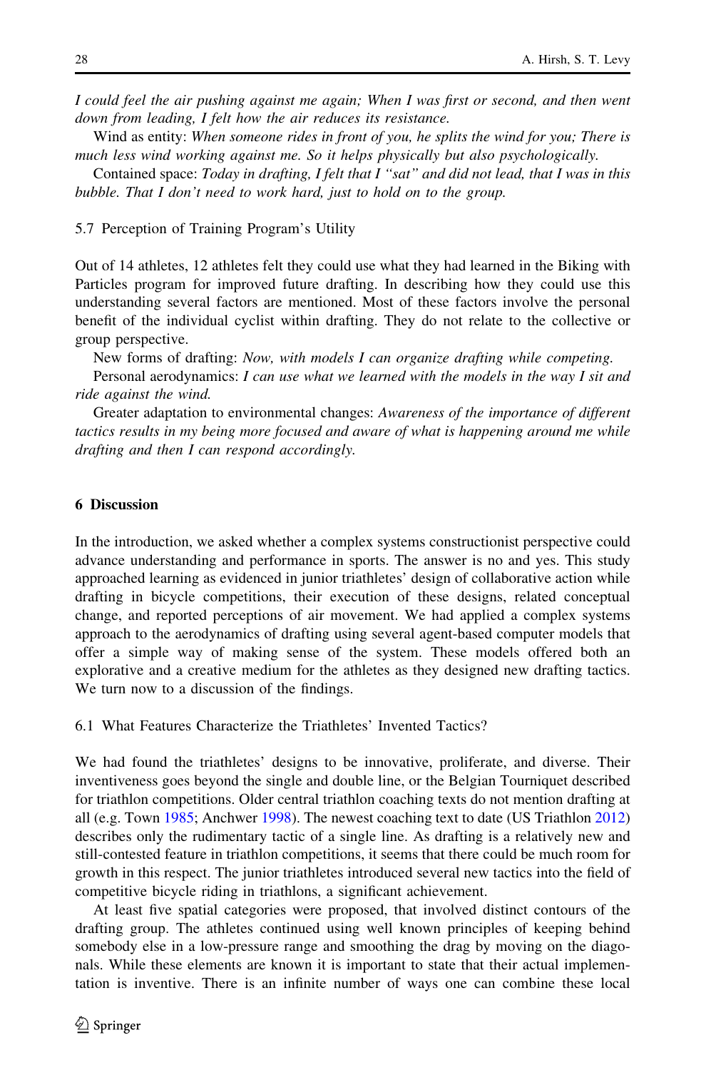*I could feel the air pushing against me again; When I was first or second, and then went down from leading, I felt how the air reduces its resistance.*

Wind as entity: *When someone rides in front of you, he splits the wind for you; There is much less wind working against me. So it helps physically but also psychologically.*

Contained space: *Today in drafting, I felt that I "sat" and did not lead, that I was in this bubble. That I don't need to work hard, just to hold on to the group.*

### 5.7 Perception of Training Program's Utility

Out of 14 athletes, 12 athletes felt they could use what they had learned in the Biking with Particles program for improved future drafting. In describing how they could use this understanding several factors are mentioned. Most of these factors involve the personal benefit of the individual cyclist within drafting. They do not relate to the collective or group perspective.

New forms of drafting: *Now, with models I can organize drafting while competing.*

Personal aerodynamics: *I can use what we learned with the models in the way I sit and ride against the wind.*

Greater adaptation to environmental changes: *Awareness of the importance of different tactics results in my being more focused and aware of what is happening around me while drafting and then I can respond accordingly.*

## 6 Discussion

In the introduction, we asked whether a complex systems constructionist perspective could advance understanding and performance in sports. The answer is no and yes. This study approached learning as evidenced in junior triathletes' design of collaborative action while drafting in bicycle competitions, their execution of these designs, related conceptual change, and reported perceptions of air movement. We had applied a complex systems approach to the aerodynamics of drafting using several agent-based computer models that offer a simple way of making sense of the system. These models offered both an explorative and a creative medium for the athletes as they designed new drafting tactics. We turn now to a discussion of the findings.

### 6.1 What Features Characterize the Triathletes' Invented Tactics?

We had found the triathletes' designs to be innovative, proliferate, and diverse. Their inventiveness goes beyond the single and double line, or the Belgian Tourniquet described for triathlon competitions. Older central triathlon coaching texts do not mention drafting at all (e.g. Town 1985; Anchwer 1998). The newest coaching text to date (US Triathlon 2012) describes only the rudimentary tactic of a single line. As drafting is a relatively new and still-contested feature in triathlon competitions, it seems that there could be much room for growth in this respect. The junior triathletes introduced several new tactics into the field of competitive bicycle riding in triathlons, a significant achievement.

At least five spatial categories were proposed, that involved distinct contours of the drafting group. The athletes continued using well known principles of keeping behind somebody else in a low-pressure range and smoothing the drag by moving on the diagonals. While these elements are known it is important to state that their actual implementation is inventive. There is an infinite number of ways one can combine these local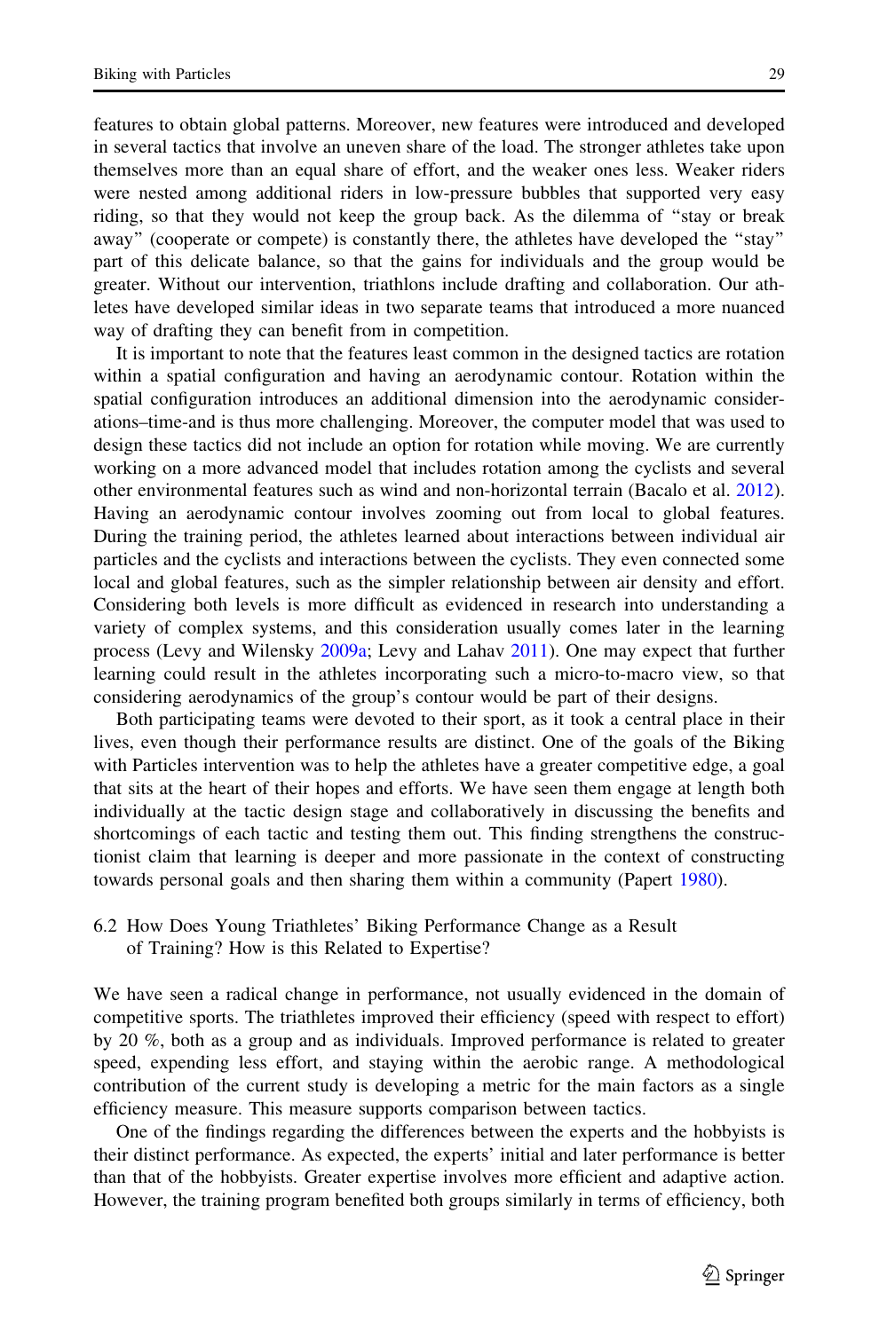features to obtain global patterns. Moreover, new features were introduced and developed in several tactics that involve an uneven share of the load. The stronger athletes take upon themselves more than an equal share of effort, and the weaker ones less. Weaker riders were nested among additional riders in low-pressure bubbles that supported very easy riding, so that they would not keep the group back. As the dilemma of "stay or break away" (cooperate or compete) is constantly there, the athletes have developed the "stay" part of this delicate balance, so that the gains for individuals and the group would be greater. Without our intervention, triathlons include drafting and collaboration. Our athletes have developed similar ideas in two separate teams that introduced a more nuanced way of drafting they can benefit from in competition.

It is important to note that the features least common in the designed tactics are rotation within a spatial configuration and having an aerodynamic contour. Rotation within the spatial configuration introduces an additional dimension into the aerodynamic considerations–time-and is thus more challenging. Moreover, the computer model that was used to design these tactics did not include an option for rotation while moving. We are currently working on a more advanced model that includes rotation among the cyclists and several other environmental features such as wind and non-horizontal terrain (Bacalo et al. 2012). Having an aerodynamic contour involves zooming out from local to global features. During the training period, the athletes learned about interactions between individual air particles and the cyclists and interactions between the cyclists. They even connected some local and global features, such as the simpler relationship between air density and effort. Considering both levels is more difficult as evidenced in research into understanding a variety of complex systems, and this consideration usually comes later in the learning process (Levy and Wilensky 2009a; Levy and Lahav 2011). One may expect that further learning could result in the athletes incorporating such a micro-to-macro view, so that considering aerodynamics of the group's contour would be part of their designs.

Both participating teams were devoted to their sport, as it took a central place in their lives, even though their performance results are distinct. One of the goals of the Biking with Particles intervention was to help the athletes have a greater competitive edge, a goal that sits at the heart of their hopes and efforts. We have seen them engage at length both individually at the tactic design stage and collaboratively in discussing the benefits and shortcomings of each tactic and testing them out. This finding strengthens the constructionist claim that learning is deeper and more passionate in the context of constructing towards personal goals and then sharing them within a community (Papert 1980).

### 6.2 How Does Young Triathletes' Biking Performance Change as a Result of Training? How is this Related to Expertise?

We have seen a radical change in performance, not usually evidenced in the domain of competitive sports. The triathletes improved their efficiency (speed with respect to effort) by 20 %, both as a group and as individuals. Improved performance is related to greater speed, expending less effort, and staying within the aerobic range. A methodological contribution of the current study is developing a metric for the main factors as a single efficiency measure. This measure supports comparison between tactics.

One of the findings regarding the differences between the experts and the hobbyists is their distinct performance. As expected, the experts' initial and later performance is better than that of the hobbyists. Greater expertise involves more efficient and adaptive action. However, the training program benefited both groups similarly in terms of efficiency, both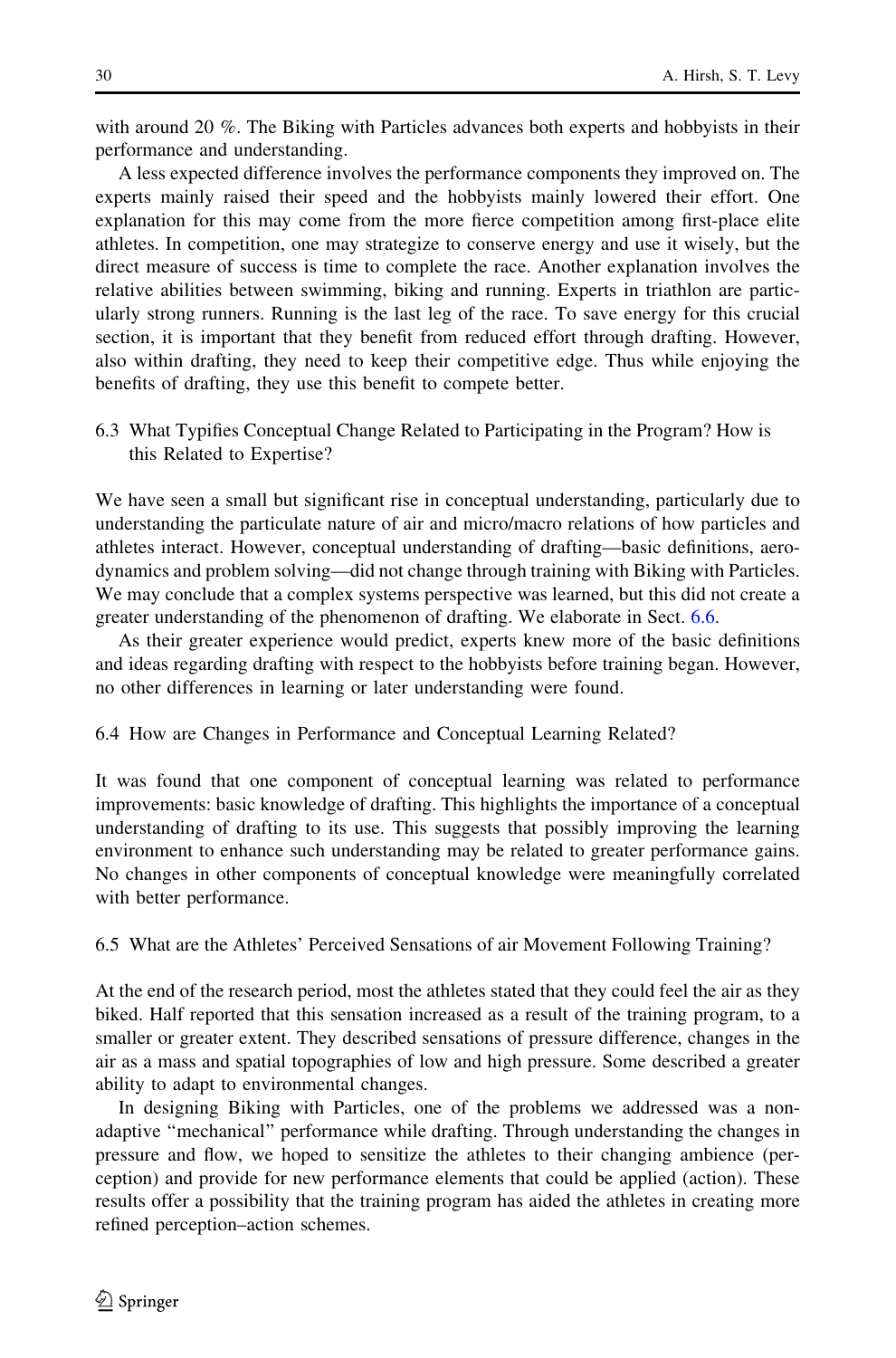with around 20 %. The Biking with Particles advances both experts and hobbyists in their performance and understanding.

A less expected difference involves the performance components they improved on. The experts mainly raised their speed and the hobbyists mainly lowered their effort. One explanation for this may come from the more fierce competition among first-place elite athletes. In competition, one may strategize to conserve energy and use it wisely, but the direct measure of success is time to complete the race. Another explanation involves the relative abilities between swimming, biking and running. Experts in triathlon are particularly strong runners. Running is the last leg of the race. To save energy for this crucial section, it is important that they benefit from reduced effort through drafting. However, also within drafting, they need to keep their competitive edge. Thus while enjoying the benefits of drafting, they use this benefit to compete better.

### 6.3 What Typifies Conceptual Change Related to Participating in the Program? How is this Related to Expertise?

We have seen a small but significant rise in conceptual understanding, particularly due to understanding the particulate nature of air and micro/macro relations of how particles and athletes interact. However, conceptual understanding of drafting—basic definitions, aerodynamics and problem solving—did not change through training with Biking with Particles. We may conclude that a complex systems perspective was learned, but this did not create a greater understanding of the phenomenon of drafting. We elaborate in Sect. 6.6.

As their greater experience would predict, experts knew more of the basic definitions and ideas regarding drafting with respect to the hobbyists before training began. However, no other differences in learning or later understanding were found.

### 6.4 How are Changes in Performance and Conceptual Learning Related?

It was found that one component of conceptual learning was related to performance improvements: basic knowledge of drafting. This highlights the importance of a conceptual understanding of drafting to its use. This suggests that possibly improving the learning environment to enhance such understanding may be related to greater performance gains. No changes in other components of conceptual knowledge were meaningfully correlated with better performance.

### 6.5 What are the Athletes' Perceived Sensations of air Movement Following Training?

At the end of the research period, most the athletes stated that they could feel the air as they biked. Half reported that this sensation increased as a result of the training program, to a smaller or greater extent. They described sensations of pressure difference, changes in the air as a mass and spatial topographies of low and high pressure. Some described a greater ability to adapt to environmental changes.

In designing Biking with Particles, one of the problems we addressed was a non-adaptive "mechanical" performance while drafting. Through understanding the changes in pressure and flow, we hoped to sensitize the athletes to their changing ambience (perception) and provide for new performance elements that could be applied (action). These results offer a possibility that the training program has aided the athletes in creating more refined perception–action schemes.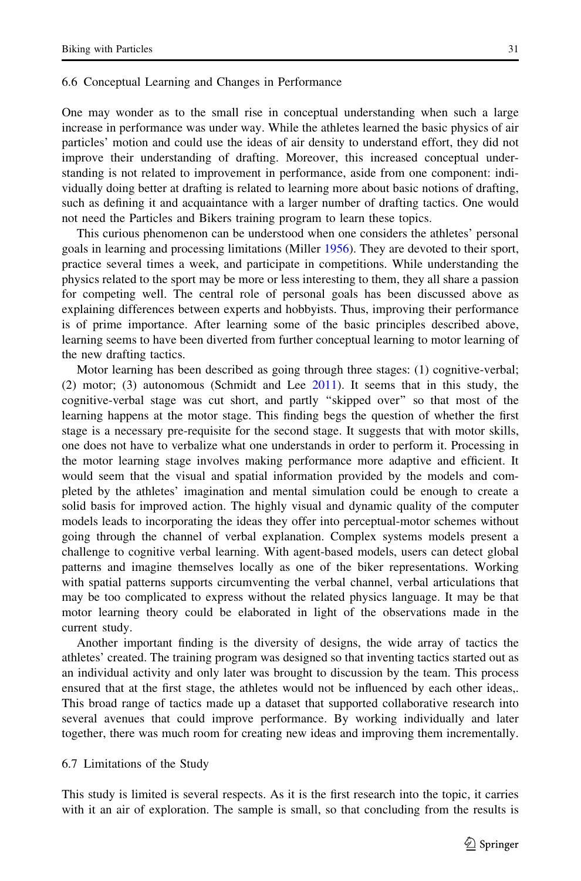### 6.6 Conceptual Learning and Changes in Performance

One may wonder as to the small rise in conceptual understanding when such a large increase in performance was under way. While the athletes learned the basic physics of air particles' motion and could use the ideas of air density to understand effort, they did not improve their understanding of drafting. Moreover, this increased conceptual understanding is not related to improvement in performance, aside from one component: individually doing better at drafting is related to learning more about basic notions of drafting, such as defining it and acquaintance with a larger number of drafting tactics. One would not need the Particles and Bikers training program to learn these topics.

This curious phenomenon can be understood when one considers the athletes' personal goals in learning and processing limitations (Miller 1956). They are devoted to their sport, practice several times a week, and participate in competitions. While understanding the physics related to the sport may be more or less interesting to them, they all share a passion for competing well. The central role of personal goals has been discussed above as explaining differences between experts and hobbyists. Thus, improving their performance is of prime importance. After learning some of the basic principles described above, learning seems to have been diverted from further conceptual learning to motor learning of the new drafting tactics.

Motor learning has been described as going through three stages: (1) cognitive-verbal; (2) motor; (3) autonomous (Schmidt and Lee 2011). It seems that in this study, the cognitive-verbal stage was cut short, and partly "skipped over" so that most of the learning happens at the motor stage. This finding begs the question of whether the first stage is a necessary pre-requisite for the second stage. It suggests that with motor skills, one does not have to verbalize what one understands in order to perform it. Processing in the motor learning stage involves making performance more adaptive and efficient. It would seem that the visual and spatial information provided by the models and completed by the athletes' imagination and mental simulation could be enough to create a solid basis for improved action. The highly visual and dynamic quality of the computer models leads to incorporating the ideas they offer into perceptual-motor schemes without going through the channel of verbal explanation. Complex systems models present a challenge to cognitive verbal learning. With agent-based models, users can detect global patterns and imagine themselves locally as one of the biker representations. Working with spatial patterns supports circumventing the verbal channel, verbal articulations that may be too complicated to express without the related physics language. It may be that motor learning theory could be elaborated in light of the observations made in the current study.

Another important finding is the diversity of designs, the wide array of tactics the athletes' created. The training program was designed so that inventing tactics started out as an individual activity and only later was brought to discussion by the team. This process ensured that at the first stage, the athletes would not be influenced by each other ideas,. This broad range of tactics made up a dataset that supported collaborative research into several avenues that could improve performance. By working individually and later together, there was much room for creating new ideas and improving them incrementally.

### 6.7 Limitations of the Study

This study is limited is several respects. As it is the first research into the topic, it carries with it an air of exploration. The sample is small, so that concluding from the results is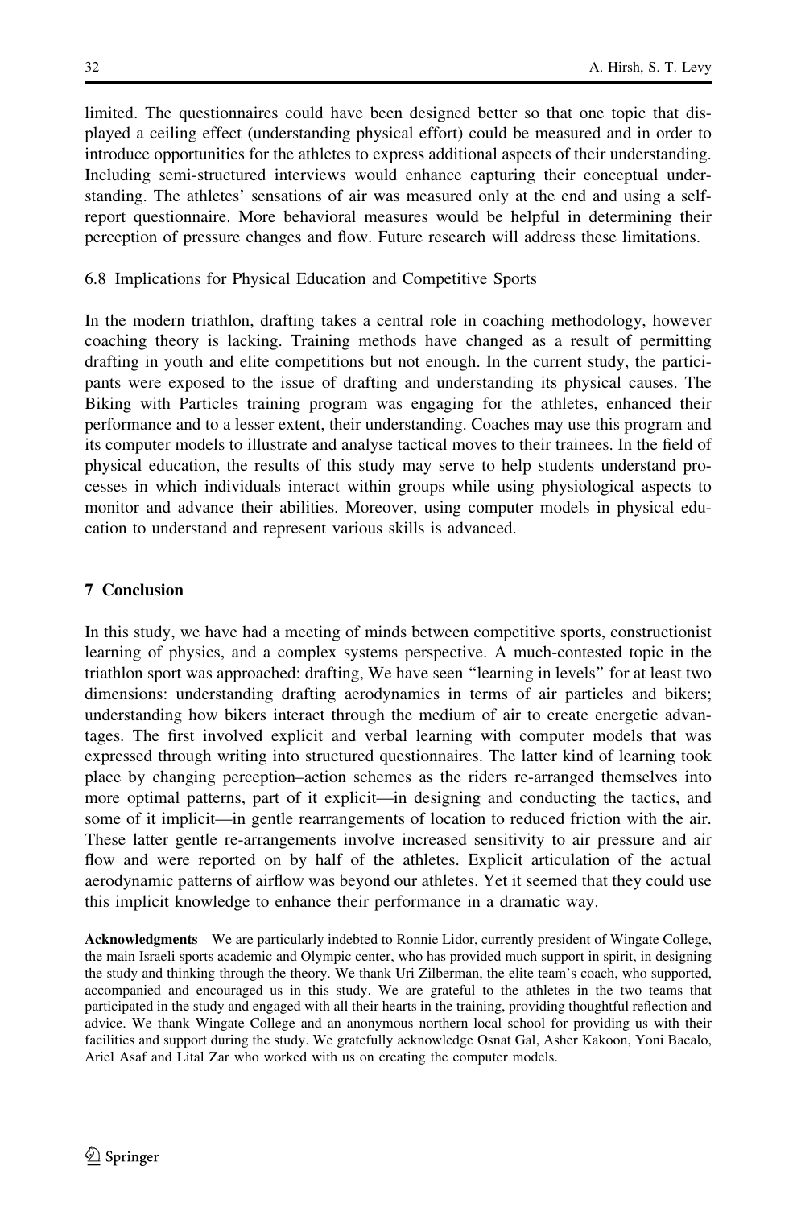limited. The questionnaires could have been designed better so that one topic that displayed a ceiling effect (understanding physical effort) could be measured and in order to introduce opportunities for the athletes to express additional aspects of their understanding. Including semi-structured interviews would enhance capturing their conceptual understanding. The athletes' sensations of air was measured only at the end and using a self-report questionnaire. More behavioral measures would be helpful in determining their perception of pressure changes and flow. Future research will address these limitations.

### 6.8 Implications for Physical Education and Competitive Sports

In the modern triathlon, drafting takes a central role in coaching methodology, however coaching theory is lacking. Training methods have changed as a result of permitting drafting in youth and elite competitions but not enough. In the current study, the participants were exposed to the issue of drafting and understanding its physical causes. The Biking with Particles training program was engaging for the athletes, enhanced their performance and to a lesser extent, their understanding. Coaches may use this program and its computer models to illustrate and analyse tactical moves to their trainees. In the field of physical education, the results of this study may serve to help students understand processes in which individuals interact within groups while using physiological aspects to monitor and advance their abilities. Moreover, using computer models in physical education to understand and represent various skills is advanced.

## 7 Conclusion

In this study, we have had a meeting of minds between competitive sports, constructionist learning of physics, and a complex systems perspective. A much-contested topic in the triathlon sport was approached: drafting, We have seen "learning in levels" for at least two dimensions: understanding drafting aerodynamics in terms of air particles and bikers; understanding how bikers interact through the medium of air to create energetic advantages. The first involved explicit and verbal learning with computer models that was expressed through writing into structured questionnaires. The latter kind of learning took place by changing perception–action schemes as the riders re-arranged themselves into more optimal patterns, part of it explicit—in designing and conducting the tactics, and some of it implicit—in gentle rearrangements of location to reduced friction with the air. These latter gentle re-arrangements involve increased sensitivity to air pressure and air flow and were reported on by half of the athletes. Explicit articulation of the actual aerodynamic patterns of airflow was beyond our athletes. Yet it seemed that they could use this implicit knowledge to enhance their performance in a dramatic way.

**Acknowledgments** We are particularly indebted to Ronnie Lidor, currently president of Wingate College, the main Israeli sports academic and Olympic center, who has provided much support in spirit, in designing the study and thinking through the theory. We thank Uri Zilberman, the elite team's coach, who supported, accompanied and encouraged us in this study. We are grateful to the athletes in the two teams that participated in the study and engaged with all their hearts in the training, providing thoughtful reflection and advice. We thank Wingate College and an anonymous northern local school for providing us with their facilities and support during the study. We gratefully acknowledge Osnat Gal, Asher Kakoon, Yoni Bacalo, Ariel Asaf and Lital Zar who worked with us on creating the computer models.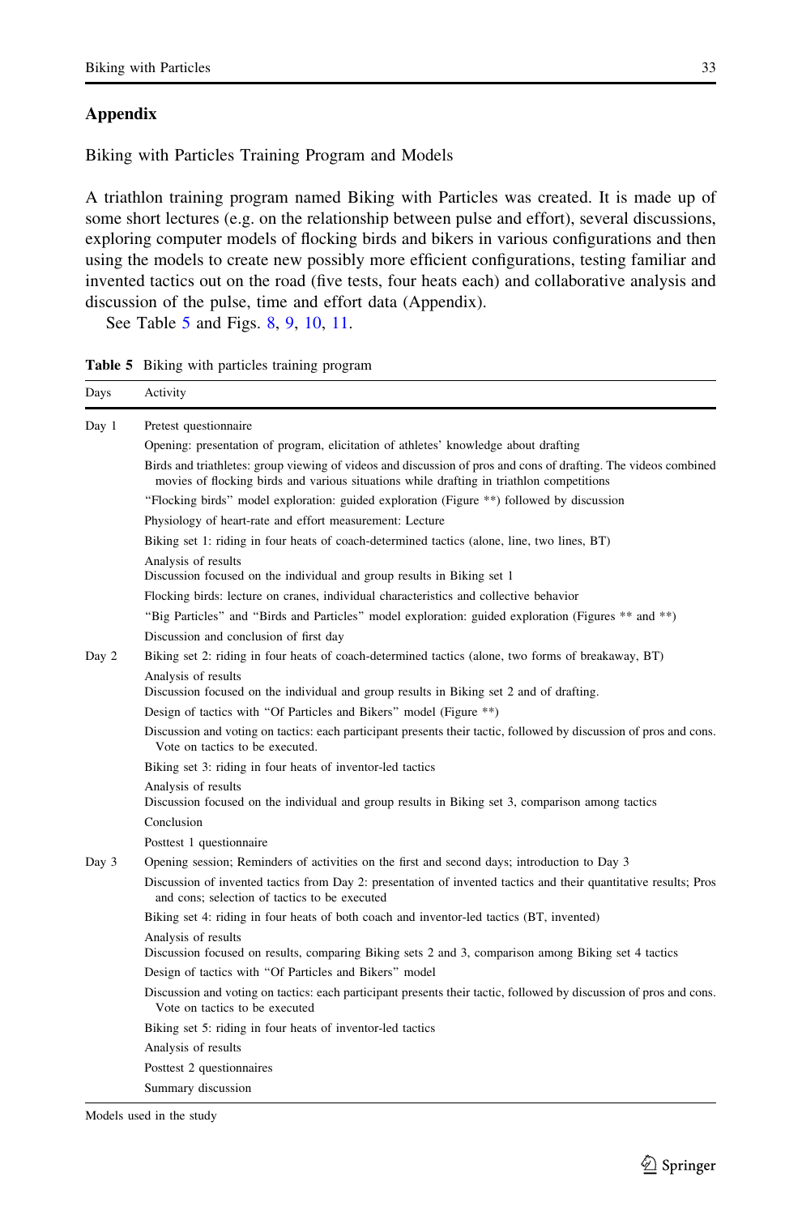## Appendix

Biking with Particles Training Program and Models

A triathlon training program named Biking with Particles was created. It is made up of some short lectures (e.g. on the relationship between pulse and effort), several discussions, exploring computer models of flocking birds and bikers in various configurations and then using the models to create new possibly more efficient configurations, testing familiar and invented tactics out on the road (five tests, four heats each) and collaborative analysis and discussion of the pulse, time and effort data (Appendix).

See Table 5 and Figs. 8, 9, 10, 11.

**Table 5** Biking with particles training program

| Days | Activity |
|---|---|
| Day 1 | Pretest questionnaire |
| | Opening: presentation of program, elicitation of athletes' knowledge about drafting |
| | Birds and triathletes: group viewing of videos and discussion of pros and cons of drafting. The videos combined movies of flocking birds and various situations while drafting in triathlon competitions |
| | "Flocking birds" model exploration: guided exploration (Figure **) followed by discussion |
| | Physiology of heart-rate and effort measurement: Lecture |
| | Biking set 1: riding in four heats of coach-determined tactics (alone, line, two lines, BT) |
| | Analysis of results<br>Discussion focused on the individual and group results in Biking set 1 |
| | Flocking birds: lecture on cranes, individual characteristics and collective behavior |
| | "Big Particles" and "Birds and Particles" model exploration: guided exploration (Figures ** and **) |
| | Discussion and conclusion of first day |
| Day 2 | Biking set 2: riding in four heats of coach-determined tactics (alone, two forms of breakaway, BT) |
| | Analysis of results<br>Discussion focused on the individual and group results in Biking set 2 and of drafting. |
| | Design of tactics with "Of Particles and Bikers" model (Figure **) |
| | Discussion and voting on tactics: each participant presents their tactic, followed by discussion of pros and cons. Vote on tactics to be executed. |
| | Biking set 3: riding in four heats of inventor-led tactics |
| | Analysis of results<br>Discussion focused on the individual and group results in Biking set 3, comparison among tactics |
| | Conclusion |
| | Posttest 1 questionnaire |
| Day 3 | Opening session; Reminders of activities on the first and second days; introduction to Day 3 |
| | Discussion of invented tactics from Day 2: presentation of invented tactics and their quantitative results; Pros and cons; selection of tactics to be executed |
| | Biking set 4: riding in four heats of both coach and inventor-led tactics (BT, invented) |
| | Analysis of results<br>Discussion focused on results, comparing Biking sets 2 and 3, comparison among Biking set 4 tactics |
| | Design of tactics with "Of Particles and Bikers" model |
| | Discussion and voting on tactics: each participant presents their tactic, followed by discussion of pros and cons. Vote on tactics to be executed |
| | Biking set 5: riding in four heats of inventor-led tactics |
| | Analysis of results |
| | Posttest 2 questionnaires |
| | Summary discussion |

Models used in the study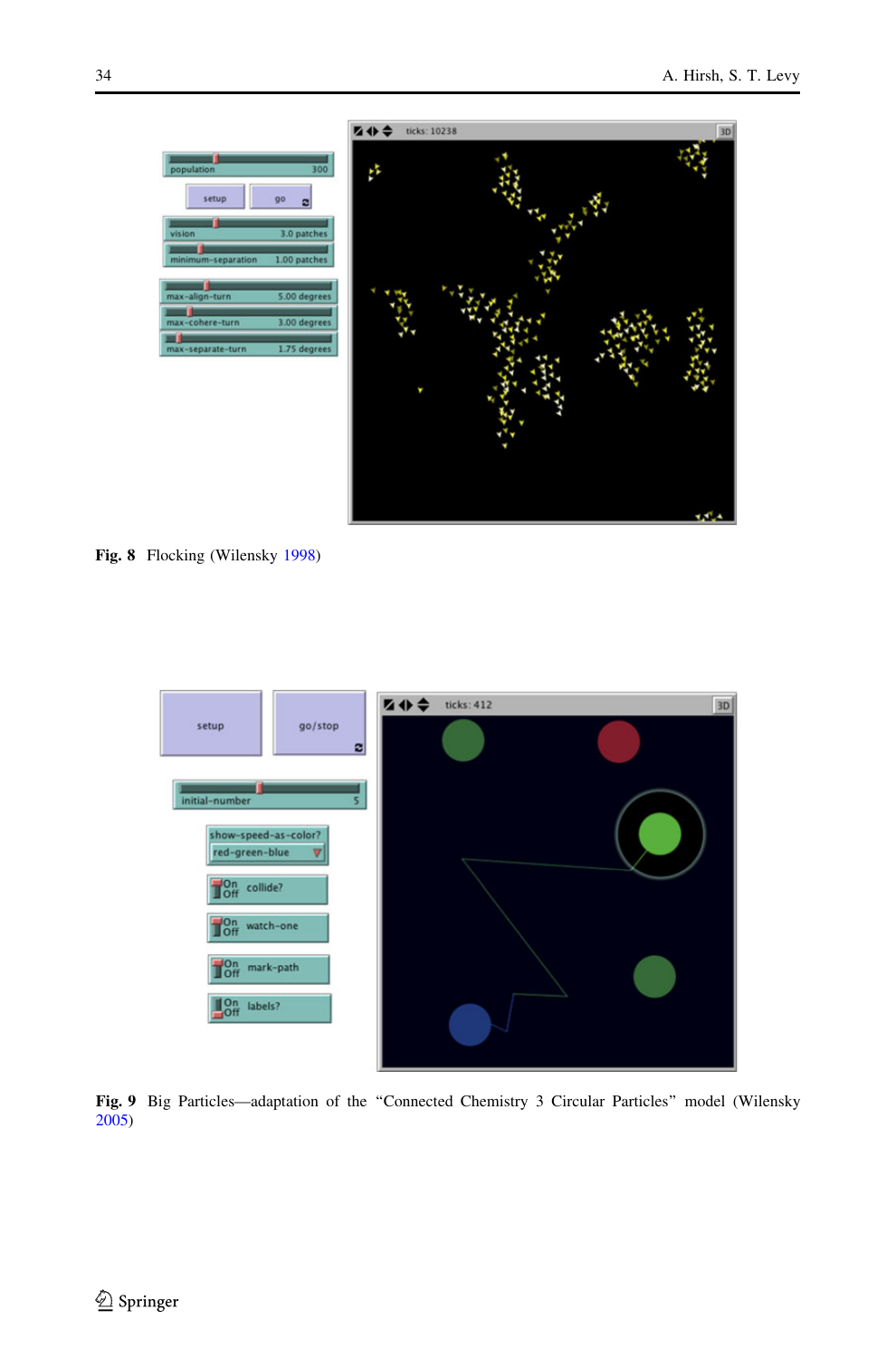**Fig. 8** Flocking (Wilensky 1998)

**Fig. 9** Big Particles—adaptation of the "Connected Chemistry 3 Circular Particles" model (Wilensky 2005)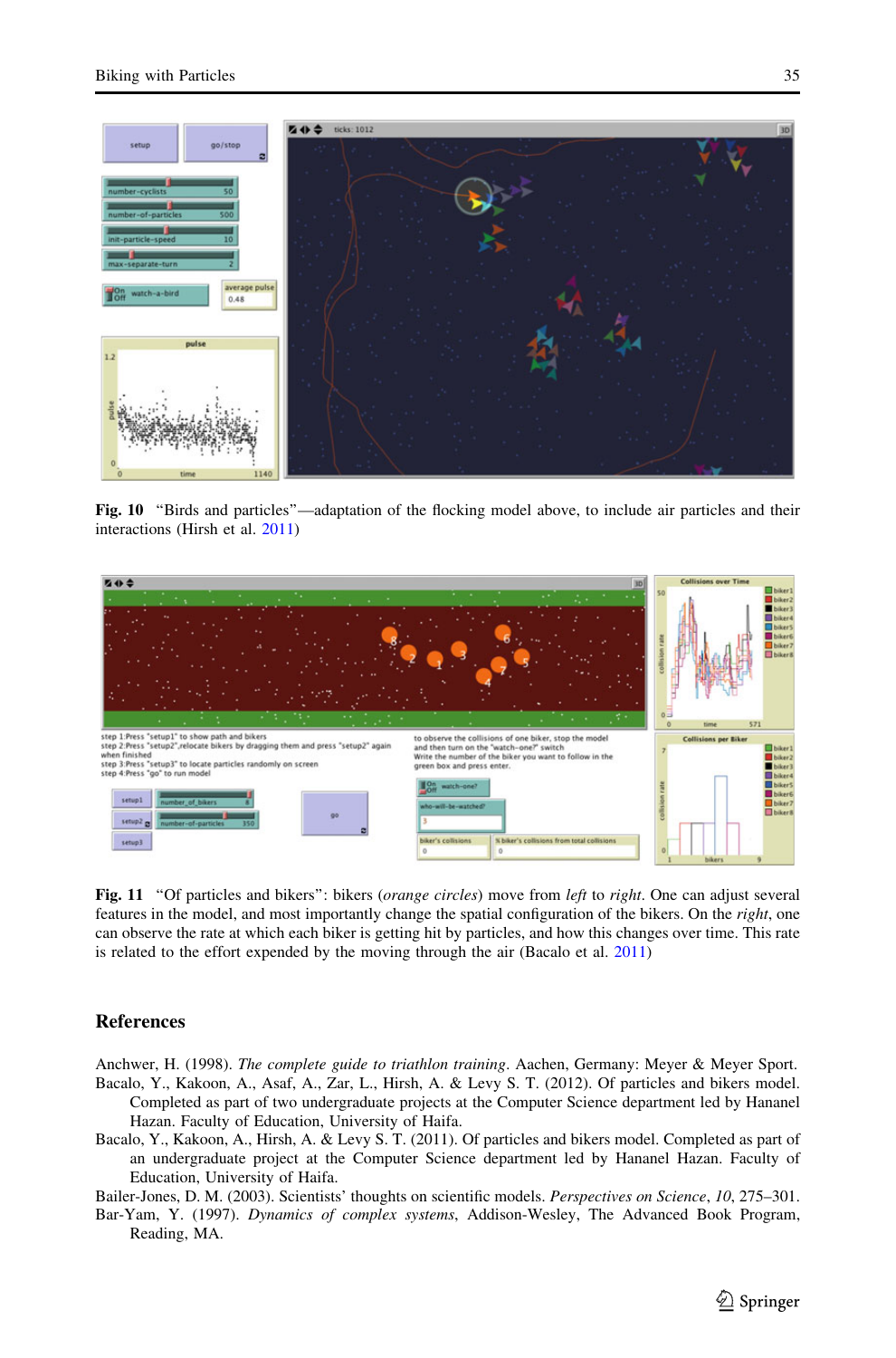Fig. 10 "Birds and particles"—adaptation of the flocking model above, to include air particles and their interactions (Hirsh et al. 2011)

Fig. 11 "Of particles and bikers": bikers (*orange circles*) move from *left* to *right*. One can adjust several features in the model, and most importantly change the spatial configuration of the bikers. On the *right*, one can observe the rate at which each biker is getting hit by particles, and how this changes over time. This rate is related to the effort expended by the moving through the air (Bacalo et al. 2011)

## References

Anchwer, H. (1998). *The complete guide to triathlon training*. Aachen, Germany: Meyer & Meyer Sport.

Bacalo, Y., Kakoon, A., Asaf, A., Zar, L., Hirsh, A. & Levy S. T. (2012). Of particles and bikers model. Completed as part of two undergraduate projects at the Computer Science department led by Hananel Hazan. Faculty of Education, University of Haifa.

Bacalo, Y., Kakoon, A., Hirsh, A. & Levy S. T. (2011). Of particles and bikers model. Completed as part of an undergraduate project at the Computer Science department led by Hananel Hazan. Faculty of Education, University of Haifa.

Bailer-Jones, D. M. (2003). Scientists' thoughts on scientific models. *Perspectives on Science*, *10*, 275–301.

Bar-Yam, Y. (1997). *Dynamics of complex systems*, Addison-Wesley, The Advanced Book Program, Reading, MA.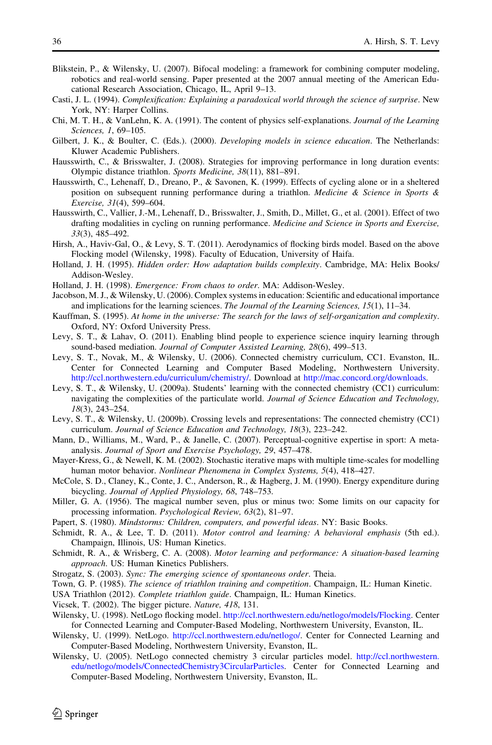Blikstein, P., & Wilensky, U. (2007). Bifocal modeling: a framework for combining computer modeling, robotics and real-world sensing. Paper presented at the 2007 annual meeting of the American Educational Research Association, Chicago, IL, April 9–13.

Casti, J. L. (1994). *Complexification: Explaining a paradoxical world through the science of surprise*. New York, NY: Harper Collins.

Chi, M. T. H., & VanLehn, K. A. (1991). The content of physics self-explanations. *Journal of the Learning Sciences, 1*, 69–105.

Gilbert, J. K., & Boulter, C. (Eds.). (2000). *Developing models in science education*. The Netherlands: Kluwer Academic Publishers.

Hausswirth, C., & Brisswalter, J. (2008). Strategies for improving performance in long duration events: Olympic distance triathlon. *Sports Medicine, 38*(11), 881–891.

Hausswirth, C., Lehenaff, D., Dreano, P., & Savonen, K. (1999). Effects of cycling alone or in a sheltered position on subsequent running performance during a triathlon. *Medicine & Science in Sports & Exercise, 31*(4), 599–604.

Hausswirth, C., Vallier, J.-M., Lehenaff, D., Brisswalter, J., Smith, D., Millet, G., et al. (2001). Effect of two drafting modalities in cycling on running performance. *Medicine and Science in Sports and Exercise, 33*(3), 485–492.

Hirsh, A., Haviv-Gal, O., & Levy, S. T. (2011). Aerodynamics of flocking birds model. Based on the above Flocking model (Wilensky, 1998). Faculty of Education, University of Haifa.

Holland, J. H. (1995). *Hidden order: How adaptation builds complexity*. Cambridge, MA: Helix Books/ Addison-Wesley.

Holland, J. H. (1998). *Emergence: From chaos to order*. MA: Addison-Wesley.

Jacobson, M. J., & Wilensky, U. (2006). Complex systems in education: Scientific and educational importance and implications for the learning sciences. *The Journal of the Learning Sciences, 15*(1), 11–34.

Kauffman, S. (1995). *At home in the universe: The search for the laws of self-organization and complexity*. Oxford, NY: Oxford University Press.

Levy, S. T., & Lahav, O. (2011). Enabling blind people to experience science inquiry learning through sound-based mediation. *Journal of Computer Assisted Learning, 28*(6), 499–513.

Levy, S. T., Novak, M., & Wilensky, U. (2006). Connected chemistry curriculum, CC1. Evanston, IL. Center for Connected Learning and Computer Based Modeling, Northwestern University. http://ccl.northwestern.edu/curriculum/chemistry/. Download at http://mac.concord.org/downloads.

Levy, S. T., & Wilensky, U. (2009a). Students' learning with the connected chemistry (CC1) curriculum: navigating the complexities of the particulate world. *Journal of Science Education and Technology, 18*(3), 243–254.

Levy, S. T., & Wilensky, U. (2009b). Crossing levels and representations: The connected chemistry (CC1) curriculum. *Journal of Science Education and Technology, 18*(3), 223–242.

Mann, D., Williams, M., Ward, P., & Janelle, C. (2007). Perceptual-cognitive expertise in sport: A meta-analysis. *Journal of Sport and Exercise Psychology, 29*, 457–478.

Mayer-Kress, G., & Newell, K. M. (2002). Stochastic iterative maps with multiple time-scales for modelling human motor behavior. *Nonlinear Phenomena in Complex Systems, 5*(4), 418–427.

McCole, S. D., Claney, K., Conte, J. C., Anderson, R., & Hagberg, J. M. (1990). Energy expenditure during bicycling. *Journal of Applied Physiology, 68*, 748–753.

Miller, G. A. (1956). The magical number seven, plus or minus two: Some limits on our capacity for processing information. *Psychological Review, 63*(2), 81–97.

Papert, S. (1980). *Mindstorms: Children, computers, and powerful ideas*. NY: Basic Books.

Schmidt, R. A., & Lee, T. D. (2011). *Motor control and learning: A behavioral emphasis* (5th ed.). Champaign, Illinois, US: Human Kinetics.

Schmidt, R. A., & Wrisberg, C. A. (2008). *Motor learning and performance: A situation-based learning approach*. US: Human Kinetics Publishers.

Strogatz, S. (2003). *Sync: The emerging science of spontaneous order*. Theia.

Town, G. P. (1985). *The science of triathlon training and competition*. Champaign, IL: Human Kinetic.

USA Triathlon (2012). *Complete triathlon guide*. Champaign, IL: Human Kinetics.

Vicsek, T. (2002). The bigger picture. *Nature, 418*, 131.

Wilensky, U. (1998). NetLogo flocking model. http://ccl.northwestern.edu/netlogo/models/Flocking. Center for Connected Learning and Computer-Based Modeling, Northwestern University, Evanston, IL.

Wilensky, U. (1999). NetLogo. http://ccl.northwestern.edu/netlogo/. Center for Connected Learning and Computer-Based Modeling, Northwestern University, Evanston, IL.

Wilensky, U. (2005). NetLogo connected chemistry 3 circular particles model. http://ccl.northwestern.edu/netlogo/models/ConnectedChemistry3CircularParticles. Center for Connected Learning and Computer-Based Modeling, Northwestern University, Evanston, IL.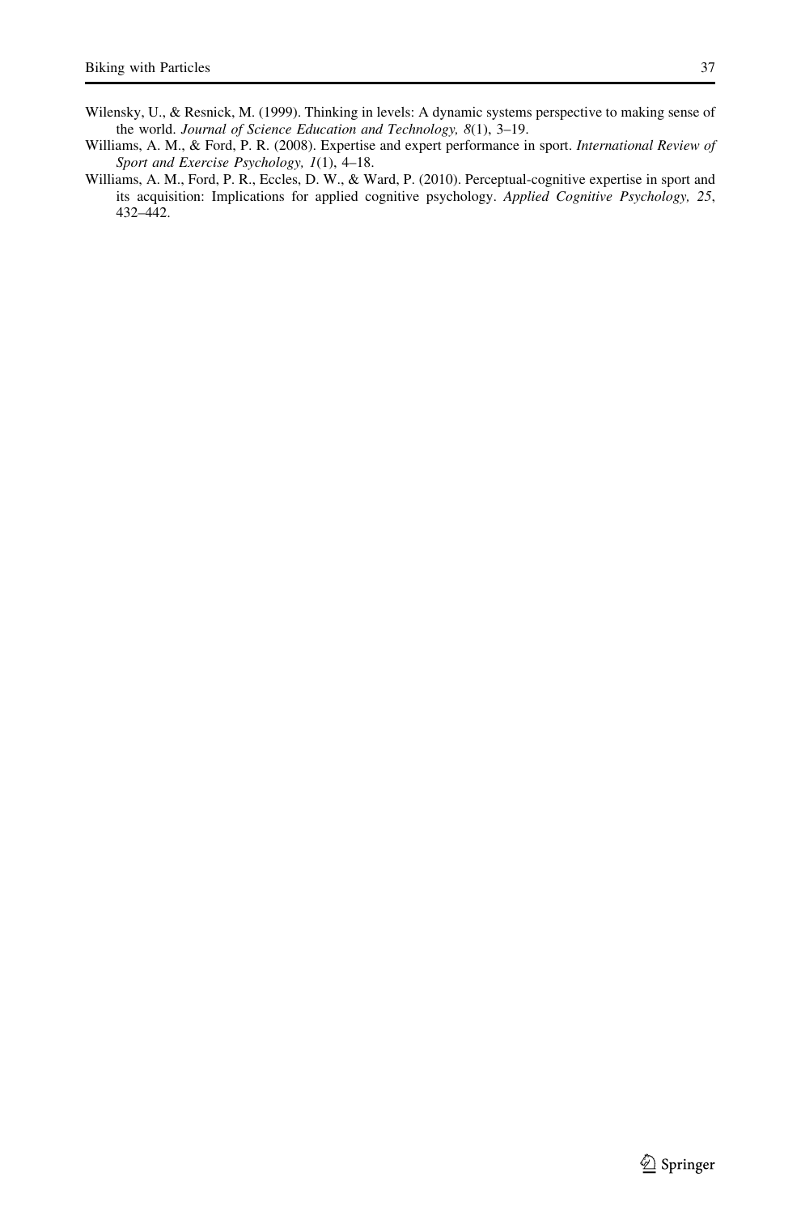Wilensky, U., & Resnick, M. (1999). Thinking in levels: A dynamic systems perspective to making sense of the world. *Journal of Science Education and Technology, 8*(1), 3–19.

Williams, A. M., & Ford, P. R. (2008). Expertise and expert performance in sport. *International Review of Sport and Exercise Psychology, 1*(1), 4–18.

Williams, A. M., Ford, P. R., Eccles, D. W., & Ward, P. (2010). Perceptual-cognitive expertise in sport and its acquisition: Implications for applied cognitive psychology. *Applied Cognitive Psychology, 25*, 432–442.